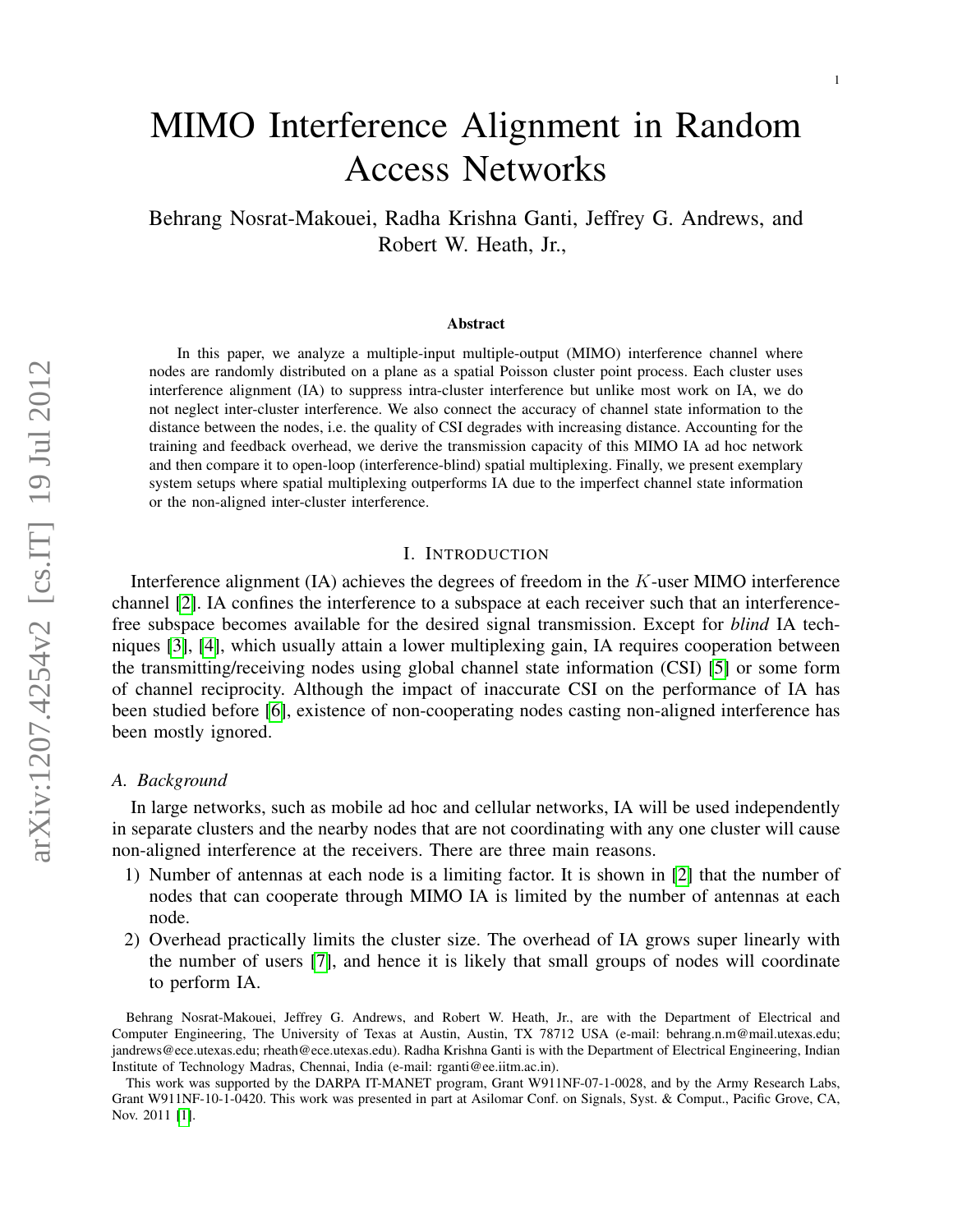# MIMO Interference Alignment in Random Access Networks

Behrang Nosrat-Makouei, Radha Krishna Ganti, Jeffrey G. Andrews, and Robert W. Heath, Jr.,

### Abstract

In this paper, we analyze a multiple-input multiple-output (MIMO) interference channel where nodes are randomly distributed on a plane as a spatial Poisson cluster point process. Each cluster uses interference alignment (IA) to suppress intra-cluster interference but unlike most work on IA, we do not neglect inter-cluster interference. We also connect the accuracy of channel state information to the distance between the nodes, i.e. the quality of CSI degrades with increasing distance. Accounting for the training and feedback overhead, we derive the transmission capacity of this MIMO IA ad hoc network and then compare it to open-loop (interference-blind) spatial multiplexing. Finally, we present exemplary system setups where spatial multiplexing outperforms IA due to the imperfect channel state information or the non-aligned inter-cluster interference.

## I. Introduction

Interference alignment (IA) achieves the degrees of freedom in the $K$-user MIMO interference channel [2]. IA confines the interference to a subspace at each receiver such that an interference-free subspace becomes available for the desired signal transmission. Except for *blind* IA techniques [3], [4], which usually attain a lower multiplexing gain, IA requires cooperation between the transmitting/receiving nodes using global channel state information (CSI) [5] or some form of channel reciprocity. Although the impact of inaccurate CSI on the performance of IA has been studied before [6], existence of non-cooperating nodes casting non-aligned interference has been mostly ignored.

### A. Background

In large networks, such as mobile ad hoc and cellular networks, IA will be used independently in separate clusters and the nearby nodes that are not coordinating with any one cluster will cause non-aligned interference at the receivers. There are three main reasons.

1) Number of antennas at each node is a limiting factor. It is shown in [2] that the number of nodes that can cooperate through MIMO IA is limited by the number of antennas at each node.
2) Overhead practically limits the cluster size. The overhead of IA grows super linearly with the number of users [7], and hence it is likely that small groups of nodes will coordinate to perform IA.

Behrang Nosrat-Makouei, Jeffrey G. Andrews, and Robert W. Heath, Jr., are with the Department of Electrical and Computer Engineering, The University of Texas at Austin, Austin, TX 78712 USA (e-mail: behrang.n.m@mail.utexas.edu; jandrews@ece.utexas.edu; rheath@ece.utexas.edu). Radha Krishna Ganti is with the Department of Electrical Engineering, Indian Institute of Technology Madras, Chennai, India (e-mail: rganti@ee.iitm.ac.in).

This work was supported by the DARPA IT-MANET program, Grant W911NF-07-1-0028, and by the Army Research Labs, Grant W911NF-10-1-0420. This work was presented in part at Asilomar Conf. on Signals, Syst. & Comput., Pacific Grove, CA, Nov. 2011 [1].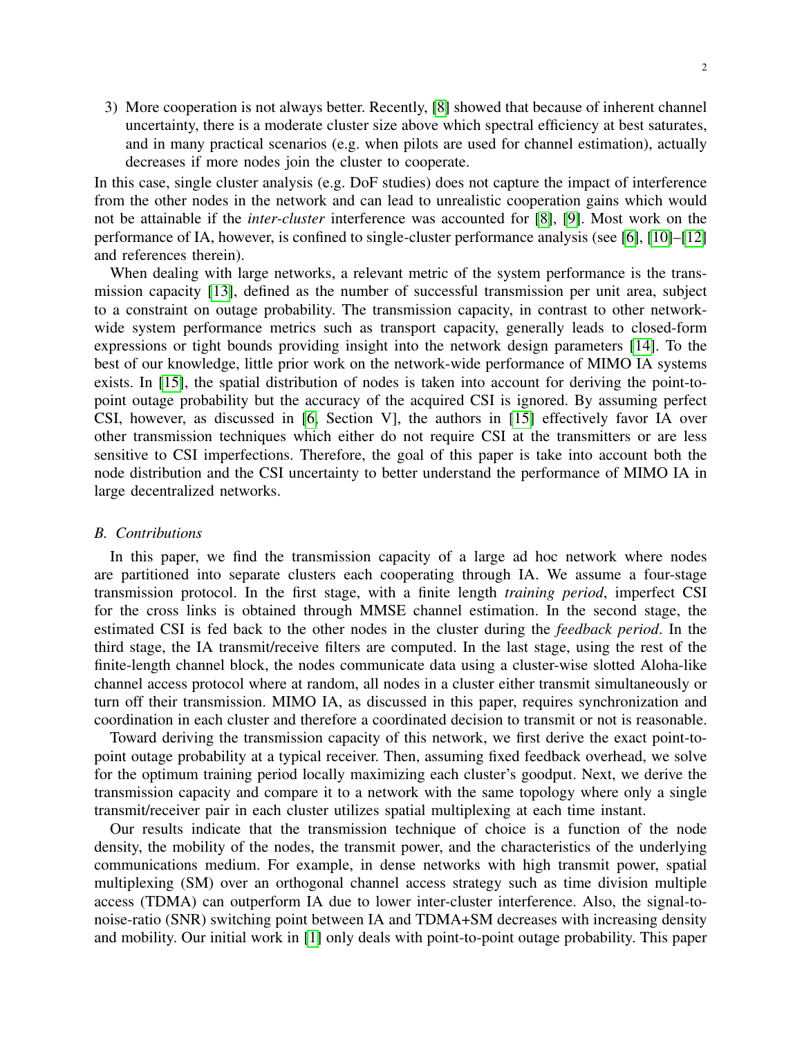3) More cooperation is not always better. Recently, [8] showed that because of inherent channel uncertainty, there is a moderate cluster size above which spectral efficiency at best saturates, and in many practical scenarios (e.g. when pilots are used for channel estimation), actually decreases if more nodes join the cluster to cooperate.

In this case, single cluster analysis (e.g. DoF studies) does not capture the impact of interference from the other nodes in the network and can lead to unrealistic cooperation gains which would not be attainable if the *inter-cluster* interference was accounted for [8], [9]. Most work on the performance of IA, however, is confined to single-cluster performance analysis (see [6], [10]–[12] and references therein).

When dealing with large networks, a relevant metric of the system performance is the transmission capacity [13], defined as the number of successful transmission per unit area, subject to a constraint on outage probability. The transmission capacity, in contrast to other network-wide system performance metrics such as transport capacity, generally leads to closed-form expressions or tight bounds providing insight into the network design parameters [14]. To the best of our knowledge, little prior work on the network-wide performance of MIMO IA systems exists. In [15], the spatial distribution of nodes is taken into account for deriving the point-to-point outage probability but the accuracy of the acquired CSI is ignored. By assuming perfect CSI, however, as discussed in [6, Section V], the authors in [15] effectively favor IA over other transmission techniques which either do not require CSI at the transmitters or are less sensitive to CSI imperfections. Therefore, the goal of this paper is take into account both the node distribution and the CSI uncertainty to better understand the performance of MIMO IA in large decentralized networks.

### B. Contributions

In this paper, we find the transmission capacity of a large ad hoc network where nodes are partitioned into separate clusters each cooperating through IA. We assume a four-stage transmission protocol. In the first stage, with a finite length *training period*, imperfect CSI for the cross links is obtained through MMSE channel estimation. In the second stage, the estimated CSI is fed back to the other nodes in the cluster during the *feedback period*. In the third stage, the IA transmit/receive filters are computed. In the last stage, using the rest of the finite-length channel block, the nodes communicate data using a cluster-wise slotted Aloha-like channel access protocol where at random, all nodes in a cluster either transmit simultaneously or turn off their transmission. MIMO IA, as discussed in this paper, requires synchronization and coordination in each cluster and therefore a coordinated decision to transmit or not is reasonable.

Toward deriving the transmission capacity of this network, we first derive the exact point-to-point outage probability at a typical receiver. Then, assuming fixed feedback overhead, we solve for the optimum training period locally maximizing each cluster's goodput. Next, we derive the transmission capacity and compare it to a network with the same topology where only a single transmit/receiver pair in each cluster utilizes spatial multiplexing at each time instant.

Our results indicate that the transmission technique of choice is a function of the node density, the mobility of the nodes, the transmit power, and the characteristics of the underlying communications medium. For example, in dense networks with high transmit power, spatial multiplexing (SM) over an orthogonal channel access strategy such as time division multiple access (TDMA) can outperform IA due to lower inter-cluster interference. Also, the signal-to-noise-ratio (SNR) switching point between IA and TDMA+SM decreases with increasing density and mobility. Our initial work in [1] only deals with point-to-point outage probability. This paper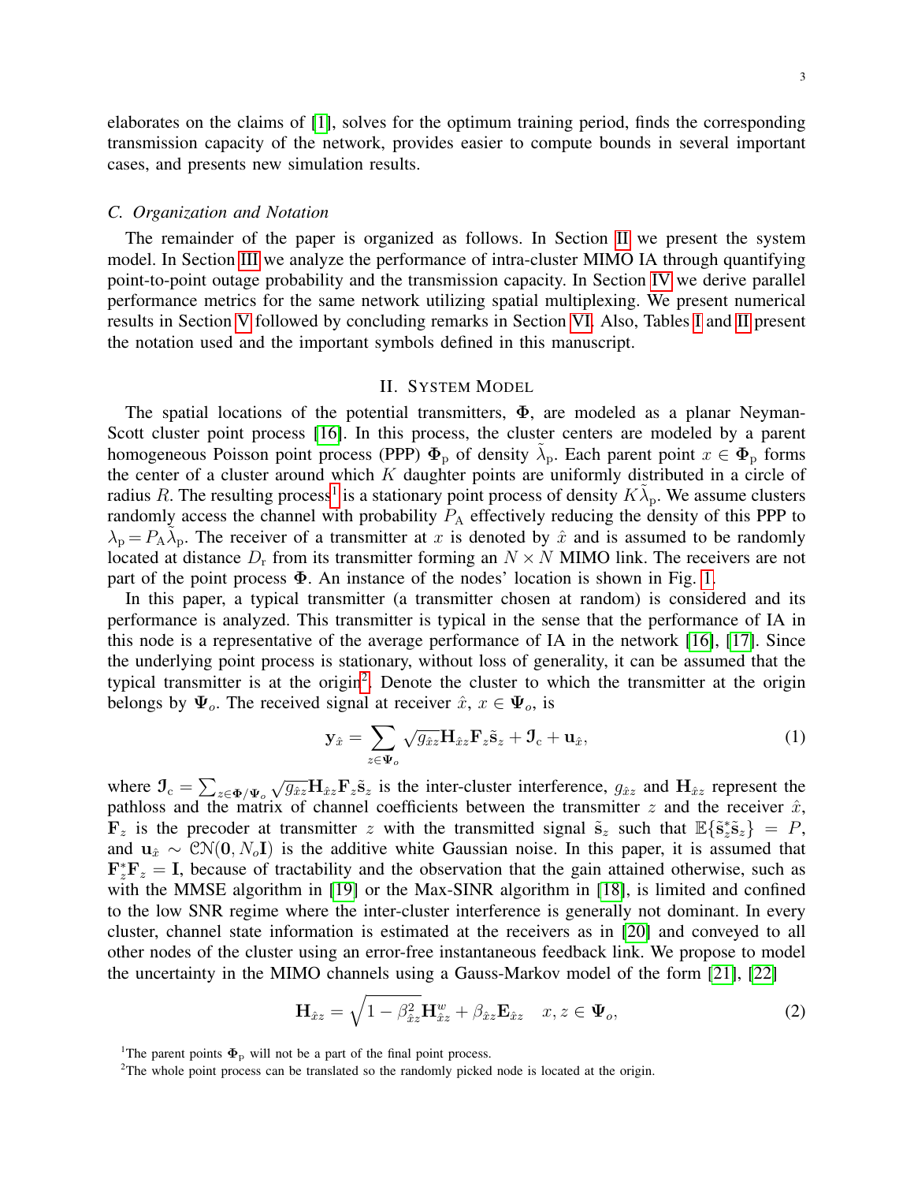elaborates on the claims of [1], solves for the optimum training period, finds the corresponding transmission capacity of the network, provides easier to compute bounds in several important cases, and presents new simulation results.

### C. Organization and Notation

The remainder of the paper is organized as follows. In Section II we present the system model. In Section III we analyze the performance of intra-cluster MIMO IA through quantifying point-to-point outage probability and the transmission capacity. In Section IV we derive parallel performance metrics for the same network utilizing spatial multiplexing. We present numerical results in Section V followed by concluding remarks in Section VI. Also, Tables I and II present the notation used and the important symbols defined in this manuscript.

## II. System Model

The spatial locations of the potential transmitters, $\mathbf{\Phi}$, are modeled as a planar Neyman-Scott cluster point process [16]. In this process, the cluster centers are modeled by a parent homogeneous Poisson point process (PPP) $\mathbf{\Phi}_{\rm p}$ of density $\tilde{\lambda}_{\rm p}$. Each parent point $x \in \mathbf{\Phi}_{\rm p}$ forms the center of a cluster around which $K$ daughter points are uniformly distributed in a circle of radius $R$. The resulting process[1] is a stationary point process of density $K\tilde{\lambda}_{\rm p}$. We assume clusters randomly access the channel with probability $P_{\rm A}$ effectively reducing the density of this PPP to $\lambda_{\rm p} = P_{\rm A}\tilde{\lambda}_{\rm p}$. The receiver of a transmitter at $x$ is denoted by $\hat{x}$ and is assumed to be randomly located at distance $D_{\rm r}$ from its transmitter forming an $N \times N$ MIMO link. The receivers are not part of the point process $\mathbf{\Phi}$. An instance of the nodes' location is shown in Fig. 1.

In this paper, a typical transmitter (a transmitter chosen at random) is considered and its performance is analyzed. This transmitter is typical in the sense that the performance of IA in this node is a representative of the average performance of IA in the network [16], [17]. Since the underlying point process is stationary, without loss of generality, it can be assumed that the typical transmitter is at the origin[2]. Denote the cluster to which the transmitter at the origin belongs by $\mathbf{\Psi}_o$. The received signal at receiver $\hat{x}$, $x \in \mathbf{\Psi}_o$, is

$$\mathbf{y}_{\hat{x}} = \sum_{z \in \mathbf{\Psi}_o} \sqrt{g_{\hat{x}z}} \mathbf{H}_{\hat{x}z} \mathbf{F}_z \tilde{\mathbf{s}}_z + \mathcal{I}_{\rm c} + \mathbf{u}_{\hat{x}}, \tag{1}$$

where $\mathcal{I}_{\rm c} = \sum_{z \in \mathbf{\Phi}/\mathbf{\Psi}_o} \sqrt{g_{\hat{x}z}} \mathbf{H}_{\hat{x}z} \mathbf{F}_z \tilde{\mathbf{s}}_z$ is the inter-cluster interference, $g_{\hat{x}z}$ and $\mathbf{H}_{\hat{x}z}$ represent the pathloss and the matrix of channel coefficients between the transmitter $z$ and the receiver $\hat{x}$, $\mathbf{F}_z$ is the precoder at transmitter $z$ with the transmitted signal $\tilde{\mathbf{s}}_z$ such that $\mathbb{E}\{\tilde{\mathbf{s}}_z^* \tilde{\mathbf{s}}_z\} = P$, and $\mathbf{u}_{\hat{x}} \sim \mathcal{CN}(\mathbf{0}, N_o \mathbf{I})$ is the additive white Gaussian noise. In this paper, it is assumed that $\mathbf{F}_z^* \mathbf{F}_z = \mathbf{I}$, because of tractability and the observation that the gain attained otherwise, such as with the MMSE algorithm in [19] or the Max-SINR algorithm in [18], is limited and confined to the low SNR regime where the inter-cluster interference is generally not dominant. In every cluster, channel state information is estimated at the receivers as in [20] and conveyed to all other nodes of the cluster using an error-free instantaneous feedback link. We propose to model the uncertainty in the MIMO channels using a Gauss-Markov model of the form [21], [22]

$$\mathbf{H}_{\hat{x}z} = \sqrt{1 - \beta_{\hat{x}z}^2}\, \mathbf{H}_{\hat{x}z}^w + \beta_{\hat{x}z} \mathbf{E}_{\hat{x}z} \quad x, z \in \mathbf{\Psi}_o, \tag{2}$$

[1] The parent points $\mathbf{\Phi}_{\rm p}$ will not be a part of the final point process.

[2] The whole point process can be translated so the randomly picked node is located at the origin.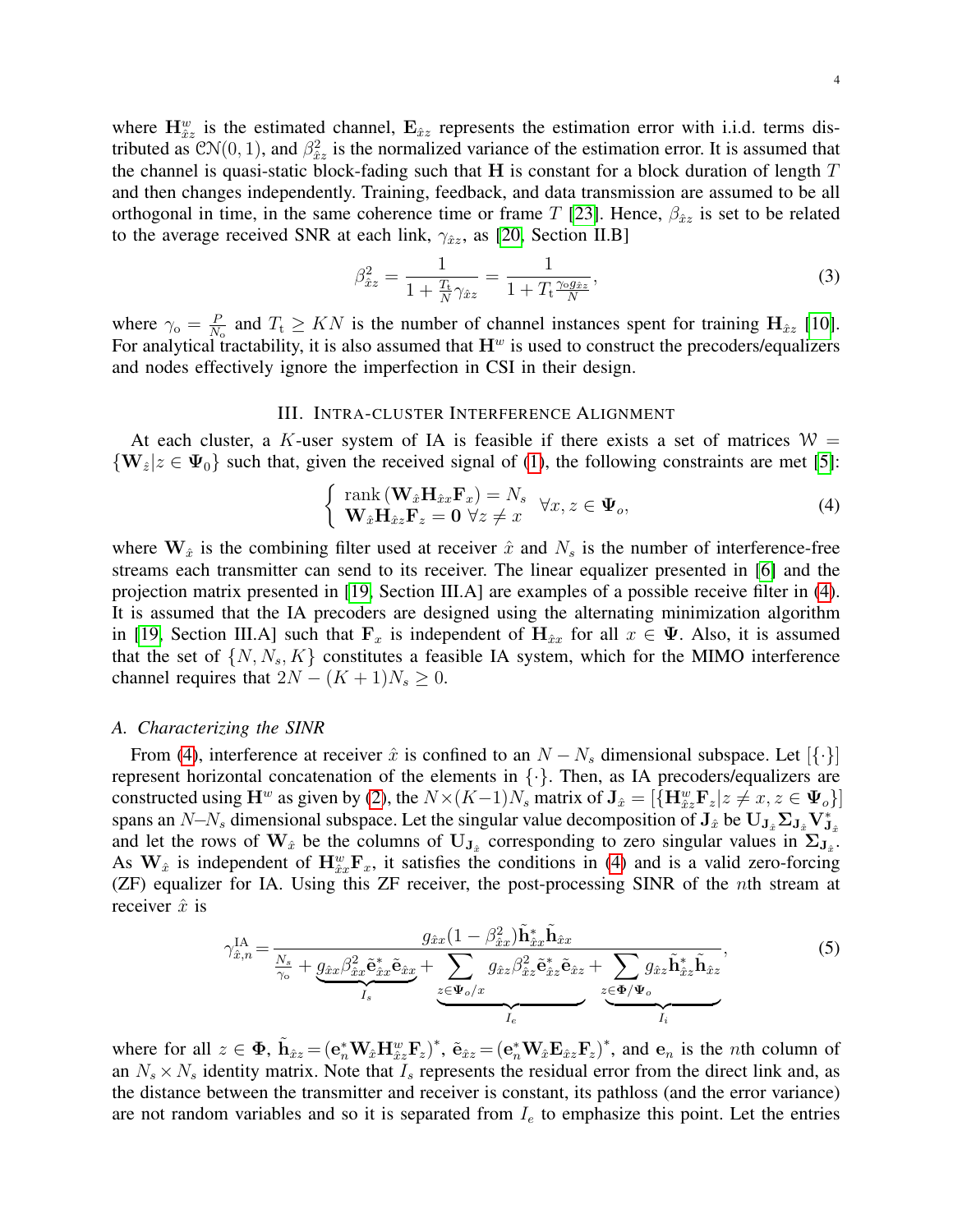where $\mathbf{H}^w_{\hat{x}z}$ is the estimated channel, $\mathbf{E}_{\hat{x}z}$ represents the estimation error with i.i.d. terms distributed as $\mathcal{CN}(0,1)$, and $\beta^2_{\hat{x}z}$ is the normalized variance of the estimation error. It is assumed that the channel is quasi-static block-fading such that $\mathbf{H}$ is constant for a block duration of length $T$ and then changes independently. Training, feedback, and data transmission are assumed to be all orthogonal in time, in the same coherence time or frame $T$ [23]. Hence, $\beta_{\hat{x}z}$ is set to be related to the average received SNR at each link, $\gamma_{\hat{x}z}$, as [20, Section II.B]

$$\beta^2_{\hat{x}z} = \frac{1}{1+\frac{T_\mathrm{t}}{N}\gamma_{\hat{x}z}} = \frac{1}{1+T_\mathrm{t}\frac{\gamma_\mathrm{o} g_{\hat{x}z}}{N}}, \tag{3}$$

where $\gamma_\mathrm{o} = \frac{P}{N_\mathrm{o}}$ and $T_\mathrm{t} \geq KN$ is the number of channel instances spent for training $\mathbf{H}_{\hat{x}z}$ [10]. For analytical tractability, it is also assumed that $\mathbf{H}^w$ is used to construct the precoders/equalizers and nodes effectively ignore the imperfection in CSI in their design.

## III. Intra-cluster Interference Alignment

At each cluster, a $K$-user system of IA is feasible if there exists a set of matrices $\mathcal{W} = \{\mathbf{W}_{\hat{z}} | z \in \mathbf{\Psi}_0\}$ such that, given the received signal of (1), the following constraints are met [5]:

$$\begin{cases} \operatorname{rank}\left(\mathbf{W}_{\hat{x}}\mathbf{H}_{\hat{x}x}\mathbf{F}_x\right) = N_s \\ \mathbf{W}_{\hat{x}}\mathbf{H}_{\hat{x}z}\mathbf{F}_z = \mathbf{0} \ \forall z \neq x \end{cases} \forall x, z \in \mathbf{\Psi}_o, \tag{4}$$

where $\mathbf{W}_{\hat{x}}$ is the combining filter used at receiver $\hat{x}$ and $N_s$ is the number of interference-free streams each transmitter can send to its receiver. The linear equalizer presented in [6] and the projection matrix presented in [19, Section III.A] are examples of a possible receive filter in (4). It is assumed that the IA precoders are designed using the alternating minimization algorithm in [19, Section III.A] such that $\mathbf{F}_x$ is independent of $\mathbf{H}_{\hat{x}x}$ for all $x \in \mathbf{\Psi}$. Also, it is assumed that the set of $\{N, N_s, K\}$ constitutes a feasible IA system, which for the MIMO interference channel requires that $2N - (K+1)N_s \geq 0$.

### A. Characterizing the SINR

From (4), interference at receiver $\hat{x}$ is confined to an $N - N_s$ dimensional subspace. Let $[\{\cdot\}]$ represent horizontal concatenation of the elements in $\{\cdot\}$. Then, as IA precoders/equalizers are constructed using $\mathbf{H}^w$ as given by (2), the $N \times (K-1)N_s$ matrix of $\mathbf{J}_{\hat{x}} = [\{\mathbf{H}^w_{\hat{x}z}\mathbf{F}_z | z \neq x, z \in \mathbf{\Psi}_o\}]$ spans an $N$–$N_s$ dimensional subspace. Let the singular value decomposition of $\mathbf{J}_{\hat{x}}$ be $\mathbf{U}_{\mathbf{J}_{\hat{x}}}\mathbf{\Sigma}_{\mathbf{J}_{\hat{x}}}\mathbf{V}^*_{\mathbf{J}_{\hat{x}}}$ and let the rows of $\mathbf{W}_{\hat{x}}$ be the columns of $\mathbf{U}_{\mathbf{J}_{\hat{x}}}$ corresponding to zero singular values in $\mathbf{\Sigma}_{\mathbf{J}_{\hat{x}}}$. As $\mathbf{W}_{\hat{x}}$ is independent of $\mathbf{H}^w_{\hat{x}x}\mathbf{F}_x$, it satisfies the conditions in (4) and is a valid zero-forcing (ZF) equalizer for IA. Using this ZF receiver, the post-processing SINR of the $n$th stream at receiver $\hat{x}$ is

$$\gamma^{\mathrm{IA}}_{\hat{x},n} = \frac{g_{\hat{x}x}(1-\beta^2_{\hat{x}x})\tilde{\mathbf{h}}^*_{\hat{x}x}\tilde{\mathbf{h}}_{\hat{x}x}}{\frac{N_s}{\gamma_\mathrm{o}} + \underbrace{g_{\hat{x}x}\beta^2_{\hat{x}x}\tilde{\mathbf{e}}^*_{\hat{x}x}\tilde{\mathbf{e}}_{\hat{x}x}}_{I_s} + \underbrace{\sum_{z \in \mathbf{\Psi}_o / x} g_{\hat{x}z}\beta^2_{\hat{x}z}\tilde{\mathbf{e}}^*_{\hat{x}z}\tilde{\mathbf{e}}_{\hat{x}z}}_{I_e} + \underbrace{\sum_{z \in \mathbf{\Phi}/\mathbf{\Psi}_o} g_{\hat{x}z}\tilde{\mathbf{h}}^*_{\hat{x}z}\tilde{\mathbf{h}}_{\hat{x}z}}_{I_i}}, \tag{5}$$

where for all $z \in \mathbf{\Phi}$, $\tilde{\mathbf{h}}_{\hat{x}z} = (\mathbf{e}^*_n\mathbf{W}_{\hat{x}}\mathbf{H}^w_{\hat{x}z}\mathbf{F}_z)^*$, $\tilde{\mathbf{e}}_{\hat{x}z} = (\mathbf{e}^*_n\mathbf{W}_{\hat{x}}\mathbf{E}_{\hat{x}z}\mathbf{F}_z)^*$, and $\mathbf{e}_n$ is the $n$th column of an $N_s \times N_s$ identity matrix. Note that $I_s$ represents the residual error from the direct link and, as the distance between the transmitter and receiver is constant, its pathloss (and the error variance) are not random variables and so it is separated from $I_e$ to emphasize this point. Let the entries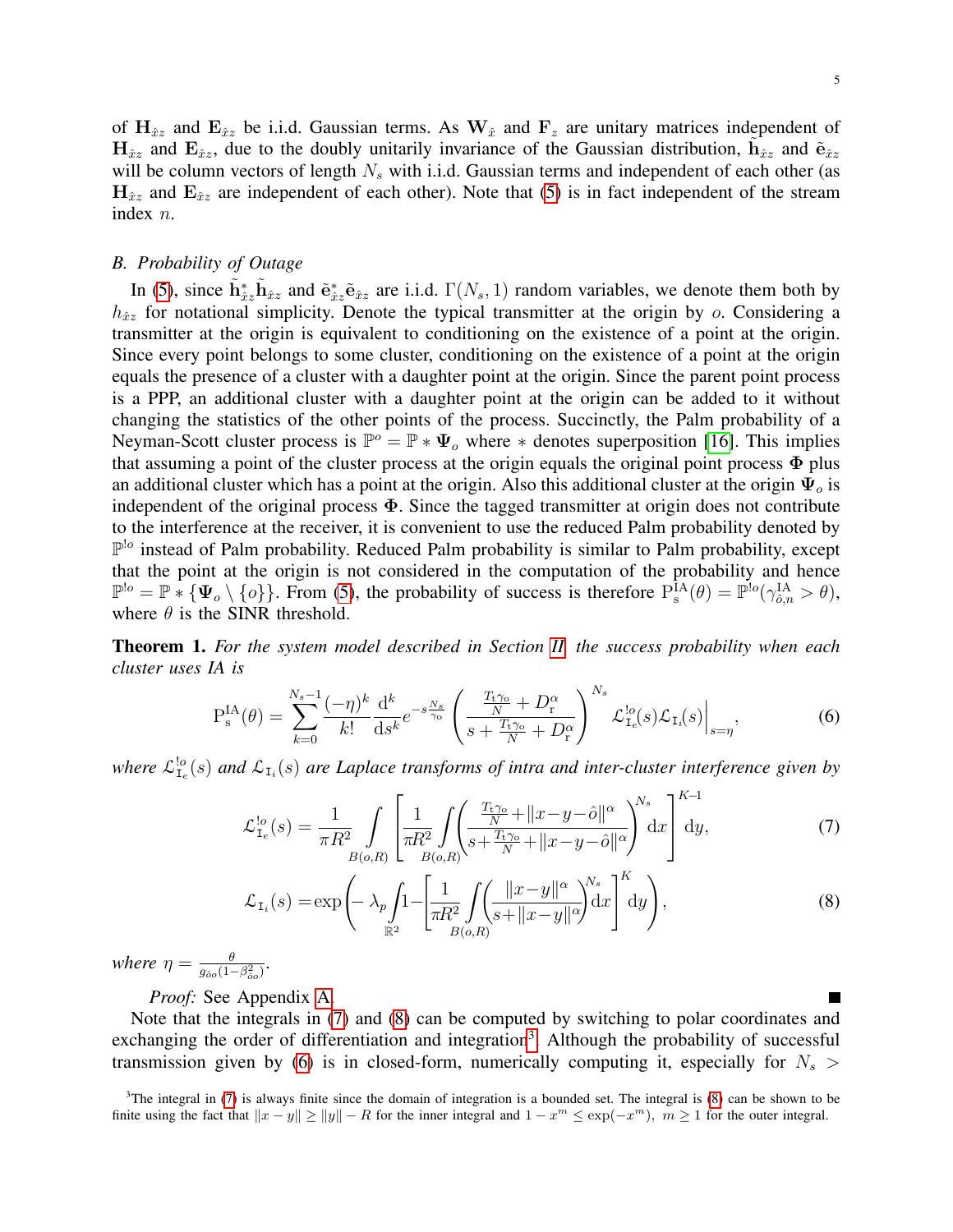of $\mathbf{H}_{\hat{x}z}$ and $\mathbf{E}_{\hat{x}z}$ be i.i.d. Gaussian terms. As $\mathbf{W}_{\hat{x}}$ and $\mathbf{F}_z$ are unitary matrices independent of $\mathbf{H}_{\hat{x}z}$ and $\mathbf{E}_{\hat{x}z}$, due to the doubly unitarily invariance of the Gaussian distribution, $\tilde{\mathbf{h}}_{\hat{x}z}$ and $\tilde{\mathbf{e}}_{\hat{x}z}$ will be column vectors of length $N_s$ with i.i.d. Gaussian terms and independent of each other (as $\mathbf{H}_{\hat{x}z}$ and $\mathbf{E}_{\hat{x}z}$ are independent of each other). Note that (5) is in fact independent of the stream index $n$.

### B. Probability of Outage

In (5), since $\tilde{\mathbf{h}}^*_{\hat{x}z}\tilde{\mathbf{h}}_{\hat{x}z}$ and $\tilde{\mathbf{e}}^*_{\hat{x}z}\tilde{\mathbf{e}}_{\hat{x}z}$ are i.i.d. $\Gamma(N_s, 1)$ random variables, we denote them both by $h_{\hat{x}z}$ for notational simplicity. Denote the typical transmitter at the origin by $o$. Considering a transmitter at the origin is equivalent to conditioning on the existence of a point at the origin. Since every point belongs to some cluster, conditioning on the existence of a point at the origin equals the presence of a cluster with a daughter point at the origin. Since the parent point process is a PPP, an additional cluster with a daughter point at the origin can be added to it without changing the statistics of the other points of the process. Succinctly, the Palm probability of a Neyman-Scott cluster process is $\mathbb{P}^o = \mathbb{P} * \mathbf{\Psi}_o$ where $*$ denotes superposition [16]. This implies that assuming a point of the cluster process at the origin equals the original point process $\mathbf{\Phi}$ plus an additional cluster which has a point at the origin. Also this additional cluster at the origin $\mathbf{\Psi}_o$ is independent of the original process $\mathbf{\Phi}$. Since the tagged transmitter at origin does not contribute to the interference at the receiver, it is convenient to use the reduced Palm probability denoted by $\mathbb{P}^{!o}$ instead of Palm probability. Reduced Palm probability is similar to Palm probability, except that the point at the origin is not considered in the computation of the probability and hence $\mathbb{P}^{!o} = \mathbb{P} * \{\mathbf{\Psi}_o \setminus \{o\}\}$. From (5), the probability of success is therefore $\mathrm{P}^{\mathrm{IA}}_{\mathrm{s}}(\theta) = \mathbb{P}^{!o}(\gamma^{\mathrm{IA}}_{\hat{o},n} > \theta)$, where $\theta$ is the SINR threshold.

**Theorem 1.** *For the system model described in Section II, the success probability when each cluster uses IA is*

$$\mathrm{P}^{\mathrm{IA}}_{\mathrm{s}}(\theta) = \sum_{k=0}^{N_s-1} \frac{(-\eta)^k}{k!} \frac{\mathrm{d}^k}{\mathrm{d}s^k} e^{-s\frac{N_s}{\gamma_o}} \left( \frac{\frac{T_{\mathrm{t}}\gamma_o}{N} + D_{\mathrm{r}}^{\alpha}}{s + \frac{T_{\mathrm{t}}\gamma_o}{N} + D_{\mathrm{r}}^{\alpha}} \right)^{N_s} \mathcal{L}^{!o}_{\mathtt{I}_e}(s)\mathcal{L}_{\mathtt{I}_i}(s)\Big|_{s=\eta}, \tag{6}$$

*where $\mathcal{L}^{!o}_{\mathtt{I}_e}(s)$ and $\mathcal{L}_{\mathtt{I}_i}(s)$ are Laplace transforms of intra and inter-cluster interference given by*

$$\mathcal{L}^{!o}_{\mathtt{I}_e}(s) = \frac{1}{\pi R^2} \int\limits_{B(o,R)} \left[ \frac{1}{\pi R^2} \int\limits_{B(o,R)} \left( \frac{\frac{T_{\mathrm{t}}\gamma_o}{N} + \|x-y-\hat{o}\|^{\alpha}}{s + \frac{T_{\mathrm{t}}\gamma_o}{N} + \|x-y-\hat{o}\|^{\alpha}} \right)^{N_s} \mathrm{d}x \right]^{K-1} \mathrm{d}y, \tag{7}$$

$$\mathcal{L}_{\mathtt{I}_i}(s) = \exp\left( -\lambda_p \int\limits_{\mathbb{R}^2} 1 - \left[ \frac{1}{\pi R^2} \int\limits_{B(o,R)} \left( \frac{\|x-y\|^{\alpha}}{s + \|x-y\|^{\alpha}} \right)^{N_s} \mathrm{d}x \right]^{K} \mathrm{d}y \right), \tag{8}$$

*where $\eta = \frac{\theta}{g_{\hat{o}o}(1-\beta^2_{oo})}$.*

*Proof:* See Appendix A. ■

Note that the integrals in (7) and (8) can be computed by switching to polar coordinates and exchanging the order of differentiation and integration[3]. Although the probability of successful transmission given by (6) is in closed-form, numerically computing it, especially for $N_s >$

[3]The integral in (7) is always finite since the domain of integration is a bounded set. The integral is (8) can be shown to be finite using the fact that $\|x - y\| \geq \|y\| - R$ for the inner integral and $1 - x^m \leq \exp(-x^m),\ m \geq 1$ for the outer integral.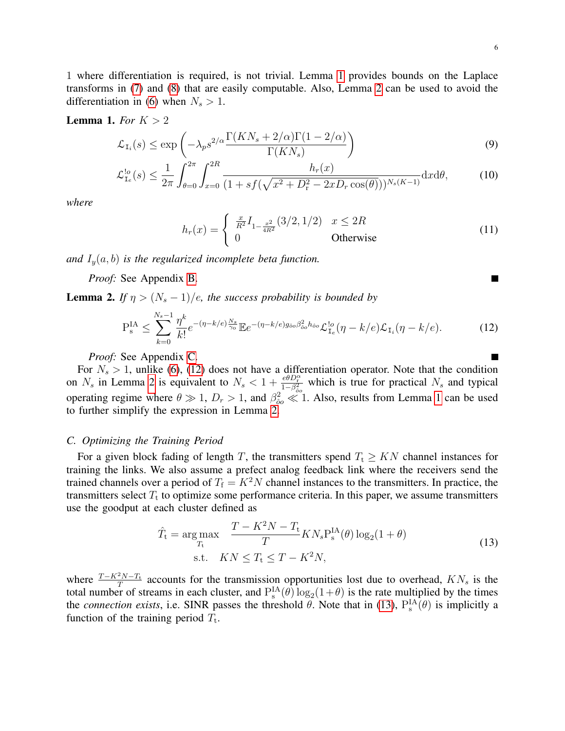1 where differentiation is required, is not trivial. Lemma 1 provides bounds on the Laplace transforms in (7) and (8) that are easily computable. Also, Lemma 2 can be used to avoid the differentiation in (6) when $N_s > 1$.

**Lemma 1.** *For $K > 2$*

$$\mathcal{L}_{\mathtt{I}_i}(s) \leq \exp\left(-\lambda_p s^{2/\alpha} \frac{\Gamma(KN_s + 2/\alpha)\Gamma(1-2/\alpha)}{\Gamma(KN_s)}\right) \tag{9}$$

$$\mathcal{L}^{!o}_{\mathtt{I}_e}(s) \leq \frac{1}{2\pi}\int_{\theta=0}^{2\pi}\int_{x=0}^{2R} \frac{h_r(x)}{(1+sf(\sqrt{x^2+D_{\mathrm{r}}^2-2xD_r\cos(\theta)}))^{N_s(K-1)}}\mathrm{d}x\mathrm{d}\theta, \tag{10}$$

*where*

$$h_r(x) = \begin{cases} \frac{x}{R^2} I_{1-\frac{x^2}{4R^2}}(3/2, 1/2) & x \leq 2R \\ 0 & \text{Otherwise} \end{cases} \tag{11}$$

*and $I_y(a,b)$ is the regularized incomplete beta function.*

*Proof:* See Appendix B. ∎

**Lemma 2.** *If $\eta > (N_s - 1)/e$, the success probability is bounded by*

$$\mathrm{P}_{\mathrm{s}}^{\mathrm{IA}} \leq \sum_{k=0}^{N_s-1} \frac{\eta^k}{k!} e^{-(\eta-k/e)\frac{N_s}{\gamma_o}} \mathbb{E} e^{-(\eta-k/e)g_{\hat{o}o}\beta^2_{\hat{o}o}h_{\hat{o}o}} \mathcal{L}^{!o}_{\mathtt{I}_e}(\eta-k/e)\mathcal{L}_{\mathtt{I}_i}(\eta-k/e). \tag{12}$$

*Proof:* See Appendix C. ∎

For $N_s > 1$, unlike (6), (12) does not have a differentiation operator. Note that the condition on $N_s$ in Lemma 2 is equivalent to $N_s < 1 + \frac{e\theta D_{\mathrm{r}}^{\alpha}}{1-\beta^2_{\hat{o}o}}$ which is true for practical $N_s$ and typical operating regime where $\theta \gg 1$, $D_r > 1$, and $\beta^2_{\hat{o}o} \ll 1$. Also, results from Lemma 1 can be used to further simplify the expression in Lemma 2.

### *C. Optimizing the Training Period*

For a given block fading of length $T$, the transmitters spend $T_{\mathrm{t}} \geq KN$ channel instances for training the links. We also assume a prefect analog feedback link where the receivers send the trained channels over a period of $T_{\mathrm{f}} = K^2N$ channel instances to the transmitters. In practice, the transmitters select $T_{\mathrm{t}}$ to optimize some performance criteria. In this paper, we assume transmitters use the goodput at each cluster defined as

$$\begin{aligned} \hat{T}_{\mathrm{t}} = \arg\max_{T_{\mathrm{t}}} \quad & \frac{T-K^2N-T_{\mathrm{t}}}{T} KN_s \mathrm{P}_{\mathrm{s}}^{\mathrm{IA}}(\theta)\log_2(1+\theta) \\ \text{s.t.} \quad & KN \leq T_{\mathrm{t}} \leq T - K^2N, \end{aligned} \tag{13}$$

where $\frac{T-K^2N-T_{\mathrm{t}}}{T}$ accounts for the transmission opportunities lost due to overhead, $KN_s$ is the total number of streams in each cluster, and $\mathrm{P}_{\mathrm{s}}^{\mathrm{IA}}(\theta)\log_2(1+\theta)$ is the rate multiplied by the times the *connection exists*, i.e. SINR passes the threshold $\theta$. Note that in (13), $\mathrm{P}_{\mathrm{s}}^{\mathrm{IA}}(\theta)$ is implicitly a function of the training period $T_{\mathrm{t}}$.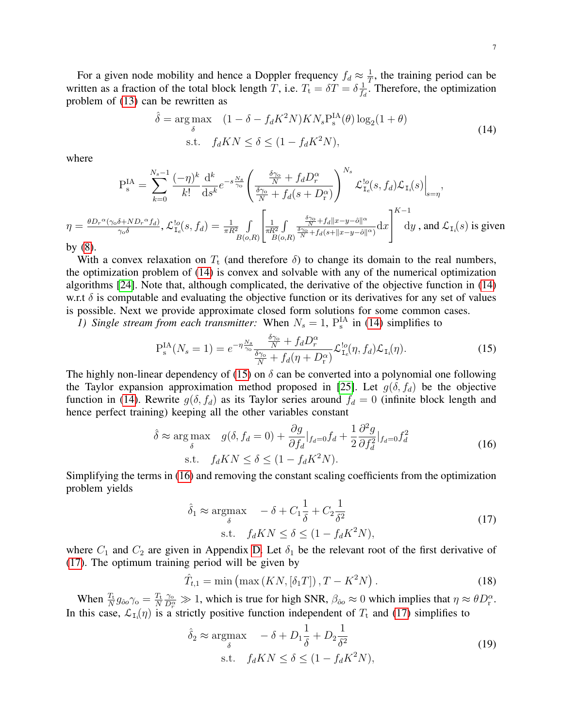For a given node mobility and hence a Doppler frequency $f_d \approx \frac{1}{T}$, the training period can be written as a fraction of the total block length $T$, i.e. $T_{\mathrm{t}} = \delta T = \delta \frac{1}{f_d}$. Therefore, the optimization problem of (13) can be rewritten as

$$
\begin{aligned}
\hat{\delta} = \arg\max_{\delta} \quad & (1 - \delta - f_d K^2 N) K N_s \mathrm{P}_{\mathrm{s}}^{\mathrm{IA}}(\theta) \log_2(1+\theta) \\
\text{s.t.} \quad & f_d K N \le \delta \le (1 - f_d K^2 N),
\end{aligned}
\tag{14}
$$

where

$$
\mathrm{P}_{\mathrm{s}}^{\mathrm{IA}} = \sum_{k=0}^{N_s-1} \frac{(-\eta)^k}{k!} \frac{\mathrm{d}^k}{\mathrm{d}s^k} e^{-s\frac{N_s}{\gamma_{\mathrm{o}}}} \left( \frac{\frac{\delta\gamma_{\mathrm{o}}}{N} + f_d D_r^{\alpha}}{\frac{\delta\gamma_{\mathrm{o}}}{N} + f_d(s + D_{\mathrm{r}}^{\alpha})} \right)^{N_s} \mathcal{L}_{\mathrm{I}_e}^{!o}(s, f_d) \mathcal{L}_{\mathrm{I}_i}(s) \Big|_{s=\eta},
$$

$\eta = \frac{\theta D_r{}^{\alpha}(\gamma_{\mathrm{o}}\delta + N D_r{}^{\alpha} f_d)}{\gamma_{\mathrm{o}}\delta}$, $\mathcal{L}_{\mathrm{I}_e}^{!o}(s, f_d) = \frac{1}{\pi R^2} \int\limits_{B(o,R)} \left[ \frac{1}{\pi R^2} \int\limits_{B(o,R)} \frac{\frac{\delta\gamma_{\mathrm{o}}}{N} + f_d \|x - y - \hat{o}\|^{\alpha}}{\frac{\delta\gamma_{\mathrm{o}}}{N} + f_d(s + \|x - y - \hat{o}\|^{\alpha})} \mathrm{d}x \right]^{K-1} \mathrm{d}y$, and $\mathcal{L}_{\mathrm{I}_i}(s)$ is given by (8).

With a convex relaxation on $T_{\mathrm{t}}$ (and therefore $\delta$) to change its domain to the real numbers, the optimization problem of (14) is convex and solvable with any of the numerical optimization algorithms [24]. Note that, although complicated, the derivative of the objective function in (14) w.r.t $\delta$ is computable and evaluating the objective function or its derivatives for any set of values is possible. Next we provide approximate closed form solutions for some common cases.

*1) Single stream from each transmitter:* When $N_s = 1$, $\mathrm{P}_{\mathrm{s}}^{\mathrm{IA}}$ in (14) simplifies to

$$
\mathrm{P}_{\mathrm{s}}^{\mathrm{IA}}(N_s = 1) = e^{-\eta\frac{N_s}{\gamma_{\mathrm{o}}}} \frac{\frac{\delta\gamma_{\mathrm{o}}}{N} + f_d D_r^{\alpha}}{\frac{\delta\gamma_{\mathrm{o}}}{N} + f_d(\eta + D_{\mathrm{r}}^{\alpha})} \mathcal{L}_{\mathrm{I}_e}^{!o}(\eta, f_d) \mathcal{L}_{\mathrm{I}_i}(\eta).
\tag{15}
$$

The highly non-linear dependency of (15) on $\delta$ can be converted into a polynomial one following the Taylor expansion approximation method proposed in [25]. Let $g(\delta, f_d)$ be the objective function in (14). Rewrite $g(\delta, f_d)$ as its Taylor series around $f_d = 0$ (infinite block length and hence perfect training) keeping all the other variables constant

$$
\begin{aligned}
\hat{\delta} \approx \arg\max_{\delta} \quad & g(\delta, f_d = 0) + \frac{\partial g}{\partial f_d}|_{f_d=0} f_d + \frac{1}{2}\frac{\partial^2 g}{\partial f_d^2}|_{f_d=0} f_d^2 \\
\text{s.t.} \quad & f_d K N \le \delta \le (1 - f_d K^2 N).
\end{aligned}
\tag{16}
$$

Simplifying the terms in (16) and removing the constant scaling coefficients from the optimization problem yields

$$
\begin{aligned}
\hat{\delta}_1 \approx \operatorname*{argmax}_{\delta} \quad & -\delta + C_1 \frac{1}{\delta} + C_2 \frac{1}{\delta^2} \\
\text{s.t.} \quad & f_d K N \le \delta \le (1 - f_d K^2 N),
\end{aligned}
\tag{17}
$$

where $C_1$ and $C_2$ are given in Appendix D. Let $\delta_1$ be the relevant root of the first derivative of (17). The optimum training period will be given by

$$
\hat{T}_{t,1} = \min\left(\max\left(KN, [\delta_1 T]\right), T - K^2 N\right).
\tag{18}
$$

When $\frac{T_{\mathrm{t}}}{N} g_{\hat{o}o}\gamma_{\mathrm{o}} = \frac{T_{\mathrm{t}}}{N}\frac{\gamma_{\mathrm{o}}}{D_r^{\alpha}} \gg 1$, which is true for high SNR, $\beta_{\hat{o}o} \approx 0$ which implies that $\eta \approx \theta D_{\mathrm{r}}^{\alpha}$. In this case, $\mathcal{L}_{\mathrm{I}_i}(\eta)$ is a strictly positive function independent of $T_{\mathrm{t}}$ and (17) simplifies to

$$
\begin{aligned}
\hat{\delta}_2 \approx \operatorname*{argmax}_{\delta} \quad & -\delta + D_1 \frac{1}{\delta} + D_2 \frac{1}{\delta^2} \\
\text{s.t.} \quad & f_d K N \le \delta \le (1 - f_d K^2 N),
\end{aligned}
\tag{19}
$$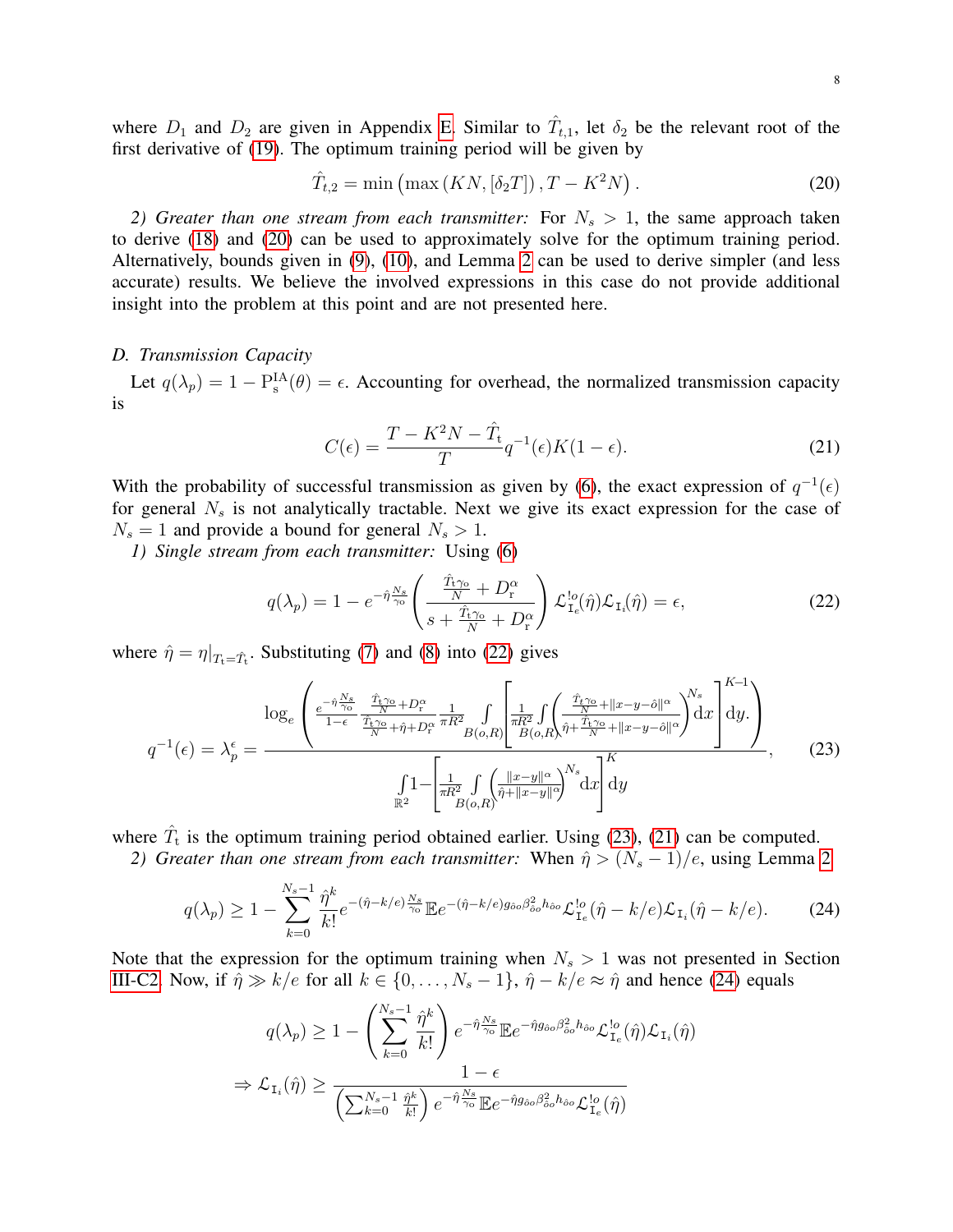where $D_1$ and $D_2$ are given in Appendix E. Similar to $\hat{T}_{t,1}$, let $\delta_2$ be the relevant root of the first derivative of (19). The optimum training period will be given by

$$\hat{T}_{t,2} = \min\left(\max\left(KN, [\delta_2 T]\right), T - K^2 N\right). \tag{20}$$

*2) Greater than one stream from each transmitter:* For $N_s > 1$, the same approach taken to derive (18) and (20) can be used to approximately solve for the optimum training period. Alternatively, bounds given in (9), (10), and Lemma 2 can be used to derive simpler (and less accurate) results. We believe the involved expressions in this case do not provide additional insight into the problem at this point and are not presented here.

### D. Transmission Capacity

Let $q(\lambda_p) = 1 - \mathrm{P}_{\mathrm{s}}^{\mathrm{IA}}(\theta) = \epsilon$. Accounting for overhead, the normalized transmission capacity is

$$C(\epsilon) = \frac{T - K^2 N - \hat{T}_{\mathrm{t}}}{T} q^{-1}(\epsilon) K (1-\epsilon). \tag{21}$$

With the probability of successful transmission as given by (6), the exact expression of $q^{-1}(\epsilon)$ for general $N_s$ is not analytically tractable. Next we give its exact expression for the case of $N_s = 1$ and provide a bound for general $N_s > 1$.

*1) Single stream from each transmitter:* Using (6)

$$q(\lambda_p) = 1 - e^{-\hat{\eta}\frac{N_s}{\gamma_{\mathrm{o}}}} \left( \frac{\frac{\hat{T}_{\mathrm{t}}\gamma_{\mathrm{o}}}{N} + D_{\mathrm{r}}^{\alpha}}{s + \frac{\hat{T}_{\mathrm{t}}\gamma_{\mathrm{o}}}{N} + D_{\mathrm{r}}^{\alpha}} \right) \mathcal{L}_{\mathtt{I}_e}^{!o}(\hat{\eta}) \mathcal{L}_{\mathtt{I}_i}(\hat{\eta}) = \epsilon, \tag{22}$$

where $\hat{\eta} = \eta|_{T_{\mathrm{t}} = \hat{T}_{\mathrm{t}}}$. Substituting (7) and (8) into (22) gives

$$q^{-1}(\epsilon) = \lambda_p^{\epsilon} = \frac{\log_e \left( \frac{e^{-\hat{\eta}\frac{N_s}{\gamma_{\mathrm{o}}}}}{1-\epsilon} \frac{\frac{\hat{T}_{\mathrm{t}}\gamma_{\mathrm{o}}}{N} + D_{\mathrm{r}}^{\alpha}}{\frac{\hat{T}_{\mathrm{t}}\gamma_{\mathrm{o}}}{N} + \hat{\eta} + D_{\mathrm{r}}^{\alpha}} \frac{1}{\pi R^2} \int\limits_{B(o,R)} \left[ \frac{1}{\pi R^2} \int\limits_{B(o,R)} \left( \frac{\frac{\hat{T}_{\mathrm{t}}\gamma_{\mathrm{o}}}{N} + \|x-y-\hat{o}\|^{\alpha}}{\hat{\eta} + \frac{\hat{T}_{\mathrm{t}}\gamma_{\mathrm{o}}}{N} + \|x-y-\hat{o}\|^{\alpha}} \right)^{N_s} \mathrm{d}x \right]^{K-1} \mathrm{d}y \right)}{\int\limits_{\mathbb{R}^2} 1 - \left[ \frac{1}{\pi R^2} \int\limits_{B(o,R)} \left( \frac{\|x-y\|^{\alpha}}{\hat{\eta} + \|x-y\|^{\alpha}} \right)^{N_s} \mathrm{d}x \right]^{K} \mathrm{d}y}, \tag{23}$$

where $\hat{T}_{\mathrm{t}}$ is the optimum training period obtained earlier. Using (23), (21) can be computed.

*2) Greater than one stream from each transmitter:* When $\hat{\eta} > (N_s - 1)/e$, using Lemma 2

$$q(\lambda_p) \geq 1 - \sum_{k=0}^{N_s-1} \frac{\hat{\eta}^k}{k!} e^{-(\hat{\eta}-k/e)\frac{N_s}{\gamma_{\mathrm{o}}}} \mathbb{E} e^{-(\hat{\eta}-k/e) g_{\hat{o}o} \beta_{\hat{o}o}^2 h_{\hat{o}o}} \mathcal{L}_{\mathtt{I}_e}^{!o}(\hat{\eta} - k/e) \mathcal{L}_{\mathtt{I}_i}(\hat{\eta} - k/e). \tag{24}$$

Note that the expression for the optimum training when $N_s > 1$ was not presented in Section III-C2. Now, if $\hat{\eta} \gg k/e$ for all $k \in \{0, \ldots, N_s - 1\}$, $\hat{\eta} - k/e \approx \hat{\eta}$ and hence (24) equals

$$q(\lambda_p) \geq 1 - \left( \sum_{k=0}^{N_s-1} \frac{\hat{\eta}^k}{k!} \right) e^{-\hat{\eta}\frac{N_s}{\gamma_{\mathrm{o}}}} \mathbb{E} e^{-\hat{\eta} g_{\hat{o}o} \beta_{\hat{o}o}^2 h_{\hat{o}o}} \mathcal{L}_{\mathtt{I}_e}^{!o}(\hat{\eta}) \mathcal{L}_{\mathtt{I}_i}(\hat{\eta})$$

$$\Rightarrow \mathcal{L}_{\mathtt{I}_i}(\hat{\eta}) \geq \frac{1-\epsilon}{\left( \sum_{k=0}^{N_s-1} \frac{\hat{\eta}^k}{k!} \right) e^{-\hat{\eta}\frac{N_s}{\gamma_{\mathrm{o}}}} \mathbb{E} e^{-\hat{\eta} g_{\hat{o}o} \beta_{\hat{o}o}^2 h_{\hat{o}o}} \mathcal{L}_{\mathtt{I}_e}^{!o}(\hat{\eta})}$$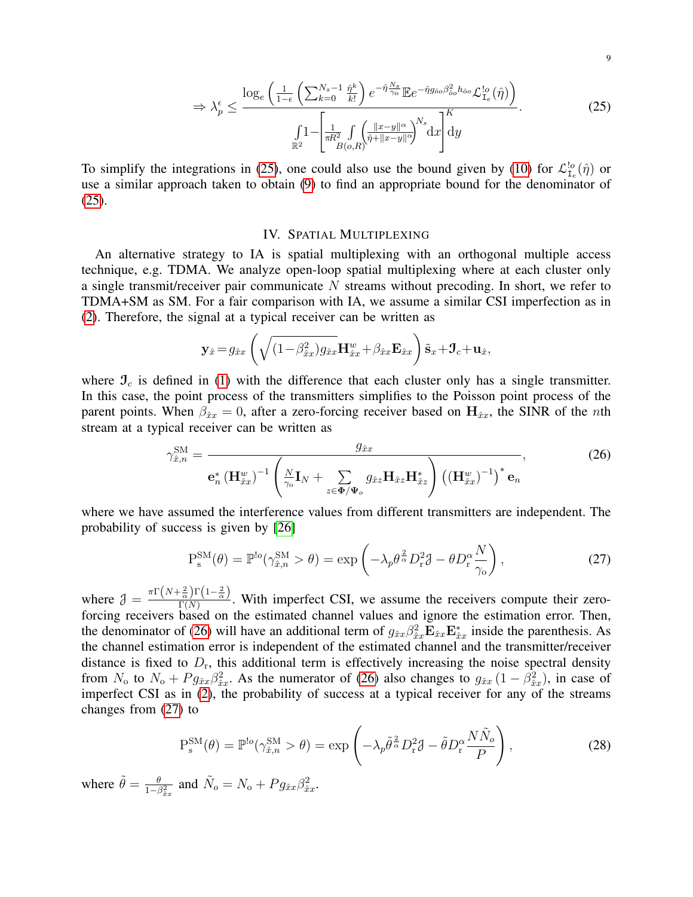$$\Rightarrow \lambda_p^\epsilon \leq \frac{\log_e\left(\frac{1}{1-\epsilon}\left(\sum_{k=0}^{N_s-1}\frac{\hat{\eta}^k}{k!}\right)e^{-\hat{\eta}\frac{N_s}{\gamma_o}}\mathbb{E}e^{-\hat{\eta}g_{\hat{o}o}\beta_{\hat{o}o}^2 h_{\hat{o}o}}\mathcal{L}_{\mathtt{I}_e}^{!o}(\hat{\eta})\right)}{\int\limits_{\mathbb{R}^2}1-\left[\frac{1}{\pi R^2}\int\limits_{B(o,R)}\left(\frac{\|x-y\|^\alpha}{\hat{\eta}+\|x-y\|^\alpha}\right)^{N_s}\mathrm{d}x\right]^K\mathrm{d}y}. \tag{25}$$

To simplify the integrations in (25), one could also use the bound given by (10) for $\mathcal{L}_{\mathtt{I}_e}^{!o}(\hat{\eta})$ or use a similar approach taken to obtain (9) to find an appropriate bound for the denominator of (25).

## IV. Spatial Multiplexing

An alternative strategy to IA is spatial multiplexing with an orthogonal multiple access technique, e.g. TDMA. We analyze open-loop spatial multiplexing where at each cluster only a single transmit/receiver pair communicate $N$ streams without precoding. In short, we refer to TDMA+SM as SM. For a fair comparison with IA, we assume a similar CSI imperfection as in (2). Therefore, the signal at a typical receiver can be written as

$$\mathbf{y}_{\hat{x}} = g_{\hat{x}x}\left(\sqrt{(1-\beta_{\hat{x}x}^2)g_{\hat{x}x}}\mathbf{H}_{\hat{x}x}^w + \beta_{\hat{x}x}\mathbf{E}_{\hat{x}x}\right)\tilde{\mathbf{s}}_x + \mathfrak{I}_c + \mathbf{u}_{\hat{x}},$$

where $\mathfrak{I}_c$ is defined in (1) with the difference that each cluster only has a single transmitter. In this case, the point process of the transmitters simplifies to the Poisson point process of the parent points. When $\beta_{\hat{x}x} = 0$, after a zero-forcing receiver based on $\mathbf{H}_{\hat{x}x}$, the SINR of the $n$th stream at a typical receiver can be written as

$$\gamma_{\hat{x},n}^{\mathrm{SM}} = \frac{g_{\hat{x}x}}{\mathbf{e}_n^*\left(\mathbf{H}_{\hat{x}x}^w\right)^{-1}\left(\frac{N}{\gamma_o}\mathbf{I}_N + \sum\limits_{z\in\mathbf{\Phi}/\mathbf{\Psi}_o} g_{\hat{x}z}\mathbf{H}_{\hat{x}z}\mathbf{H}_{\hat{x}z}^*\right)\left(\left(\mathbf{H}_{\hat{x}x}^w\right)^{-1}\right)^*\mathbf{e}_n}, \tag{26}$$

where we have assumed the interference values from different transmitters are independent. The probability of success is given by [26]

$$\mathrm{P}_\mathrm{s}^{\mathrm{SM}}(\theta) = \mathbb{P}^{!o}(\gamma_{\hat{x},n}^{\mathrm{SM}} > \theta) = \exp\left(-\lambda_p \theta^{\frac{2}{\alpha}} D_\mathrm{r}^2 \mathfrak{J} - \theta D_\mathrm{r}^\alpha \frac{N}{\gamma_o}\right), \tag{27}$$

where $\mathfrak{J} = \frac{\pi\Gamma\left(N+\frac{2}{\alpha}\right)\Gamma\left(1-\frac{2}{\alpha}\right)}{\Gamma(N)}$. With imperfect CSI, we assume the receivers compute their zero-forcing receivers based on the estimated channel values and ignore the estimation error. Then, the denominator of (26) will have an additional term of $g_{\hat{x}x}\beta_{\hat{x}x}^2\mathbf{E}_{\hat{x}x}\mathbf{E}_{\hat{x}x}^*$ inside the parenthesis. As the channel estimation error is independent of the estimated channel and the transmitter/receiver distance is fixed to $D_\mathrm{r}$, this additional term is effectively increasing the noise spectral density from $N_\mathrm{o}$ to $N_\mathrm{o} + P g_{\hat{x}x}\beta_{\hat{x}x}^2$. As the numerator of (26) also changes to $g_{\hat{x}x}\left(1-\beta_{\hat{x}x}^2\right)$, in case of imperfect CSI as in (2), the probability of success at a typical receiver for any of the streams changes from (27) to

$$\mathrm{P}_\mathrm{s}^{\mathrm{SM}}(\theta) = \mathbb{P}^{!o}(\gamma_{\hat{x},n}^{\mathrm{SM}} > \theta) = \exp\left(-\lambda_p \tilde{\theta}^{\frac{2}{\alpha}} D_\mathrm{r}^2 \mathfrak{J} - \tilde{\theta} D_\mathrm{r}^\alpha \frac{N\tilde{N}_o}{P}\right), \tag{28}$$

where $\tilde{\theta} = \frac{\theta}{1-\beta_{\hat{x}x}^2}$ and $\tilde{N}_o = N_\mathrm{o} + P g_{\hat{x}x}\beta_{\hat{x}x}^2$.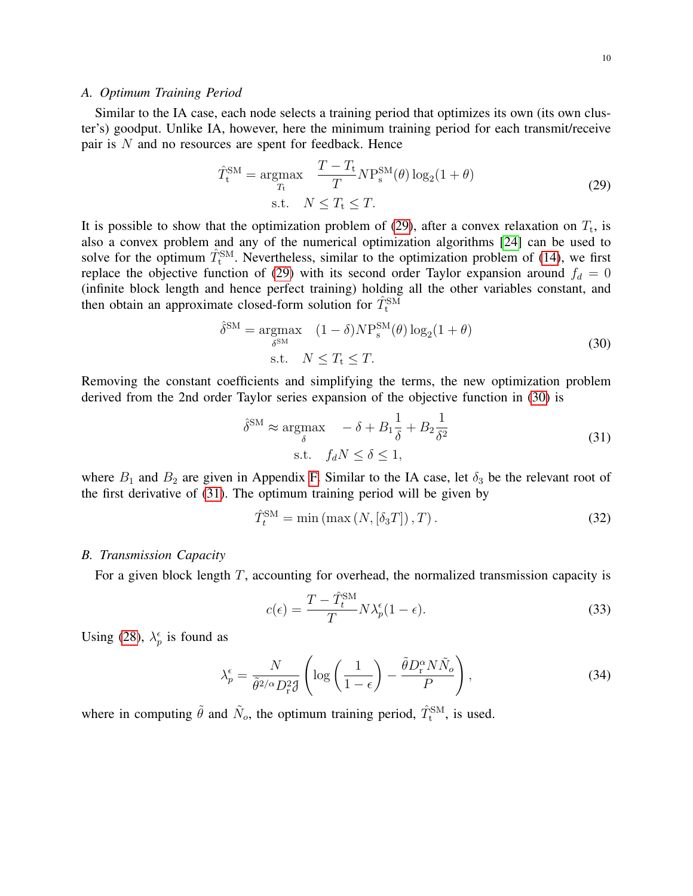### A. Optimum Training Period

Similar to the IA case, each node selects a training period that optimizes its own (its own cluster's) goodput. Unlike IA, however, here the minimum training period for each transmit/receive pair is $N$ and no resources are spent for feedback. Hence

$$
\begin{aligned}
\hat{T}_{\mathrm{t}}^{\mathrm{SM}} = \underset{T_{\mathrm{t}}}{\operatorname{argmax}} \quad & \frac{T - T_{\mathrm{t}}}{T} N \mathrm{P}_{\mathrm{s}}^{\mathrm{SM}}(\theta) \log_2(1+\theta) \\
\text{s.t.} \quad & N \leq T_{\mathrm{t}} \leq T.
\end{aligned}
\tag{29}
$$

It is possible to show that the optimization problem of (29), after a convex relaxation on $T_{\mathrm{t}}$, is also a convex problem and any of the numerical optimization algorithms [24] can be used to solve for the optimum $\hat{T}_{\mathrm{t}}^{\mathrm{SM}}$. Nevertheless, similar to the optimization problem of (14), we first replace the objective function of (29) with its second order Taylor expansion around $f_d = 0$ (infinite block length and hence perfect training) holding all the other variables constant, and then obtain an approximate closed-form solution for $\hat{T}_{\mathrm{t}}^{\mathrm{SM}}$

$$
\begin{aligned}
\hat{\delta}^{\mathrm{SM}} = \underset{\delta^{\mathrm{SM}}}{\operatorname{argmax}} \quad & (1-\delta) N \mathrm{P}_{\mathrm{s}}^{\mathrm{SM}}(\theta) \log_2(1+\theta) \\
\text{s.t.} \quad & N \leq T_{\mathrm{t}} \leq T.
\end{aligned}
\tag{30}
$$

Removing the constant coefficients and simplifying the terms, the new optimization problem derived from the 2nd order Taylor series expansion of the objective function in (30) is

$$
\begin{aligned}
\hat{\delta}^{\mathrm{SM}} \approx \underset{\delta}{\operatorname{argmax}} \quad & -\delta + B_1 \frac{1}{\delta} + B_2 \frac{1}{\delta^2} \\
\text{s.t.} \quad & f_d N \leq \delta \leq 1,
\end{aligned}
\tag{31}
$$

where $B_1$ and $B_2$ are given in Appendix F. Similar to the IA case, let $\delta_3$ be the relevant root of the first derivative of (31). The optimum training period will be given by

$$
\hat{T}_t^{\mathrm{SM}} = \min\left(\max\left(N, \lceil \delta_3 T \rceil\right), T\right). \tag{32}
$$

### B. Transmission Capacity

For a given block length $T$, accounting for overhead, the normalized transmission capacity is

$$
c(\epsilon) = \frac{T - \hat{T}_t^{\mathrm{SM}}}{T} N \lambda_p^{\epsilon} (1-\epsilon). \tag{33}
$$

Using (28), $\lambda_p^{\epsilon}$ is found as

$$
\lambda_p^{\epsilon} = \frac{N}{\tilde{\theta}^{2/\alpha} D_{\mathrm{r}}^2 \mathfrak{J}} \left( \log\left(\frac{1}{1-\epsilon}\right) - \frac{\tilde{\theta} D_{\mathrm{r}}^{\alpha} N \tilde{N}_o}{P} \right), \tag{34}
$$

where in computing $\tilde{\theta}$ and $\tilde{N}_o$, the optimum training period, $\hat{T}_{\mathrm{t}}^{\mathrm{SM}}$, is used.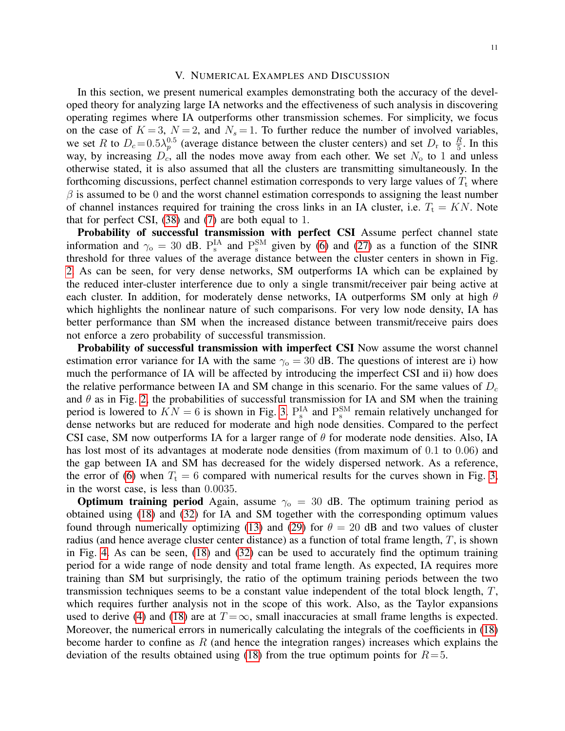## V. Numerical Examples and Discussion

In this section, we present numerical examples demonstrating both the accuracy of the developed theory for analyzing large IA networks and the effectiveness of such analysis in discovering operating regimes where IA outperforms other transmission schemes. For simplicity, we focus on the case of $K=3$, $N=2$, and $N_\mathrm{s}=1$. To further reduce the number of involved variables, we set $R$ to $D_c=0.5\lambda_p^{0.5}$ (average distance between the cluster centers) and set $D_\mathrm{r}$ to $\frac{R}{5}$. In this way, by increasing $D_c$, all the nodes move away from each other. We set $N_\mathrm{o}$ to 1 and unless otherwise stated, it is also assumed that all the clusters are transmitting simultaneously. In the forthcoming discussions, perfect channel estimation corresponds to very large values of $T_\mathrm{t}$ where $\beta$ is assumed to be 0 and the worst channel estimation corresponds to assigning the least number of channel instances required for training the cross links in an IA cluster, i.e. $T_\mathrm{t}=KN$. Note that for perfect CSI, (38) and (7) are both equal to 1.

**Probability of successful transmission with perfect CSI** Assume perfect channel state information and $\gamma_\mathrm{o}=30$ dB. $\mathrm{P}_\mathrm{s}^\mathrm{IA}$ and $\mathrm{P}_\mathrm{s}^\mathrm{SM}$ given by (6) and (27) as a function of the SINR threshold for three values of the average distance between the cluster centers in shown in Fig. 2. As can be seen, for very dense networks, SM outperforms IA which can be explained by the reduced inter-cluster interference due to only a single transmit/receiver pair being active at each cluster. In addition, for moderately dense networks, IA outperforms SM only at high $\theta$ which highlights the nonlinear nature of such comparisons. For very low node density, IA has better performance than SM when the increased distance between transmit/receive pairs does not enforce a zero probability of successful transmission.

**Probability of successful transmission with imperfect CSI** Now assume the worst channel estimation error variance for IA with the same $\gamma_\mathrm{o}=30$ dB. The questions of interest are i) how much the performance of IA will be affected by introducing the imperfect CSI and ii) how does the relative performance between IA and SM change in this scenario. For the same values of $D_c$ and $\theta$ as in Fig. 2, the probabilities of successful transmission for IA and SM when the training period is lowered to $KN=6$ is shown in Fig. 3. $\mathrm{P}_\mathrm{s}^\mathrm{IA}$ and $\mathrm{P}_\mathrm{s}^\mathrm{SM}$ remain relatively unchanged for dense networks but are reduced for moderate and high node densities. Compared to the perfect CSI case, SM now outperforms IA for a larger range of $\theta$ for moderate node densities. Also, IA has lost most of its advantages at moderate node densities (from maximum of 0.1 to 0.06) and the gap between IA and SM has decreased for the widely dispersed network. As a reference, the error of (6) when $T_\mathrm{t}=6$ compared with numerical results for the curves shown in Fig. 3, in the worst case, is less than 0.0035.

**Optimum training period** Again, assume $\gamma_\mathrm{o}=30$ dB. The optimum training period as obtained using (18) and (32) for IA and SM together with the corresponding optimum values found through numerically optimizing (13) and (29) for $\theta=20$ dB and two values of cluster radius (and hence average cluster center distance) as a function of total frame length, $T$, is shown in Fig. 4. As can be seen, (18) and (32) can be used to accurately find the optimum training period for a wide range of node density and total frame length. As expected, IA requires more training than SM but surprisingly, the ratio of the optimum training periods between the two transmission techniques seems to be a constant value independent of the total block length, $T$, which requires further analysis not in the scope of this work. Also, as the Taylor expansions used to derive (4) and (18) are at $T=\infty$, small inaccuracies at small frame lengths is expected. Moreover, the numerical errors in numerically calculating the integrals of the coefficients in (18) become harder to confine as $R$ (and hence the integration ranges) increases which explains the deviation of the results obtained using (18) from the true optimum points for $R=5$.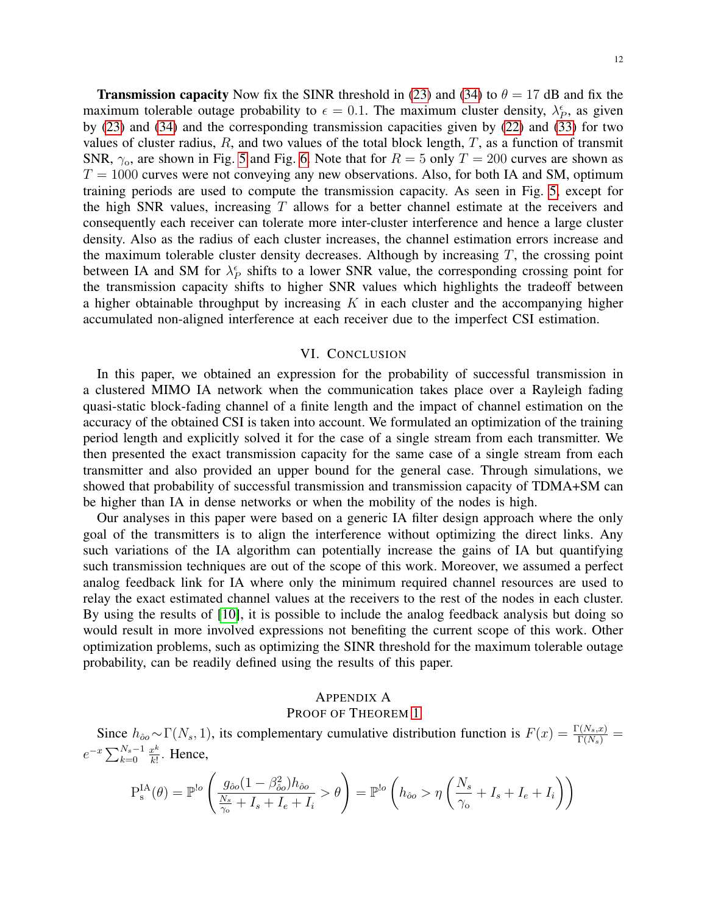**Transmission capacity** Now fix the SINR threshold in (23) and (34) to $\theta = 17$ dB and fix the maximum tolerable outage probability to $\epsilon = 0.1$. The maximum cluster density, $\lambda_P^\epsilon$, as given by (23) and (34) and the corresponding transmission capacities given by (22) and (33) for two values of cluster radius, $R$, and two values of the total block length, $T$, as a function of transmit SNR, $\gamma_\text{o}$, are shown in Fig. 5 and Fig. 6. Note that for $R = 5$ only $T = 200$ curves are shown as $T = 1000$ curves were not conveying any new observations. Also, for both IA and SM, optimum training periods are used to compute the transmission capacity. As seen in Fig. 5, except for the high SNR values, increasing $T$ allows for a better channel estimate at the receivers and consequently each receiver can tolerate more inter-cluster interference and hence a large cluster density. Also as the radius of each cluster increases, the channel estimation errors increase and the maximum tolerable cluster density decreases. Although by increasing $T$, the crossing point between IA and SM for $\lambda_P^\epsilon$ shifts to a lower SNR value, the corresponding crossing point for the transmission capacity shifts to higher SNR values which highlights the tradeoff between a higher obtainable throughput by increasing $K$ in each cluster and the accompanying higher accumulated non-aligned interference at each receiver due to the imperfect CSI estimation.

## VI. Conclusion

In this paper, we obtained an expression for the probability of successful transmission in a clustered MIMO IA network when the communication takes place over a Rayleigh fading quasi-static block-fading channel of a finite length and the impact of channel estimation on the accuracy of the obtained CSI is taken into account. We formulated an optimization of the training period length and explicitly solved it for the case of a single stream from each transmitter. We then presented the exact transmission capacity for the same case of a single stream from each transmitter and also provided an upper bound for the general case. Through simulations, we showed that probability of successful transmission and transmission capacity of TDMA+SM can be higher than IA in dense networks or when the mobility of the nodes is high.

Our analyses in this paper were based on a generic IA filter design approach where the only goal of the transmitters is to align the interference without optimizing the direct links. Any such variations of the IA algorithm can potentially increase the gains of IA but quantifying such transmission techniques are out of the scope of this work. Moreover, we assumed a perfect analog feedback link for IA where only the minimum required channel resources are used to relay the exact estimated channel values at the receivers to the rest of the nodes in each cluster. By using the results of [10], it is possible to include the analog feedback analysis but doing so would result in more involved expressions not benefiting the current scope of this work. Other optimization problems, such as optimizing the SINR threshold for the maximum tolerable outage probability, can be readily defined using the results of this paper.

## Appendix A
## Proof of Theorem 1

Since $h_{\hat{o}o} \sim \Gamma(N_s, 1)$, its complementary cumulative distribution function is $F(x) = \frac{\Gamma(N_s, x)}{\Gamma(N_s)} = e^{-x} \sum_{k=0}^{N_s - 1} \frac{x^k}{k!}$. Hence,

$$\mathrm{P}_\mathrm{s}^\mathrm{IA}(\theta) = \mathbb{P}^{!o}\left( \frac{g_{\hat{o}o}(1-\beta_{\hat{o}o}^2)h_{\hat{o}o}}{\frac{N_s}{\gamma_\text{o}} + I_s + I_e + I_i} > \theta \right) = \mathbb{P}^{!o}\left( h_{\hat{o}o} > \eta \left( \frac{N_s}{\gamma_\text{o}} + I_s + I_e + I_i \right) \right)$$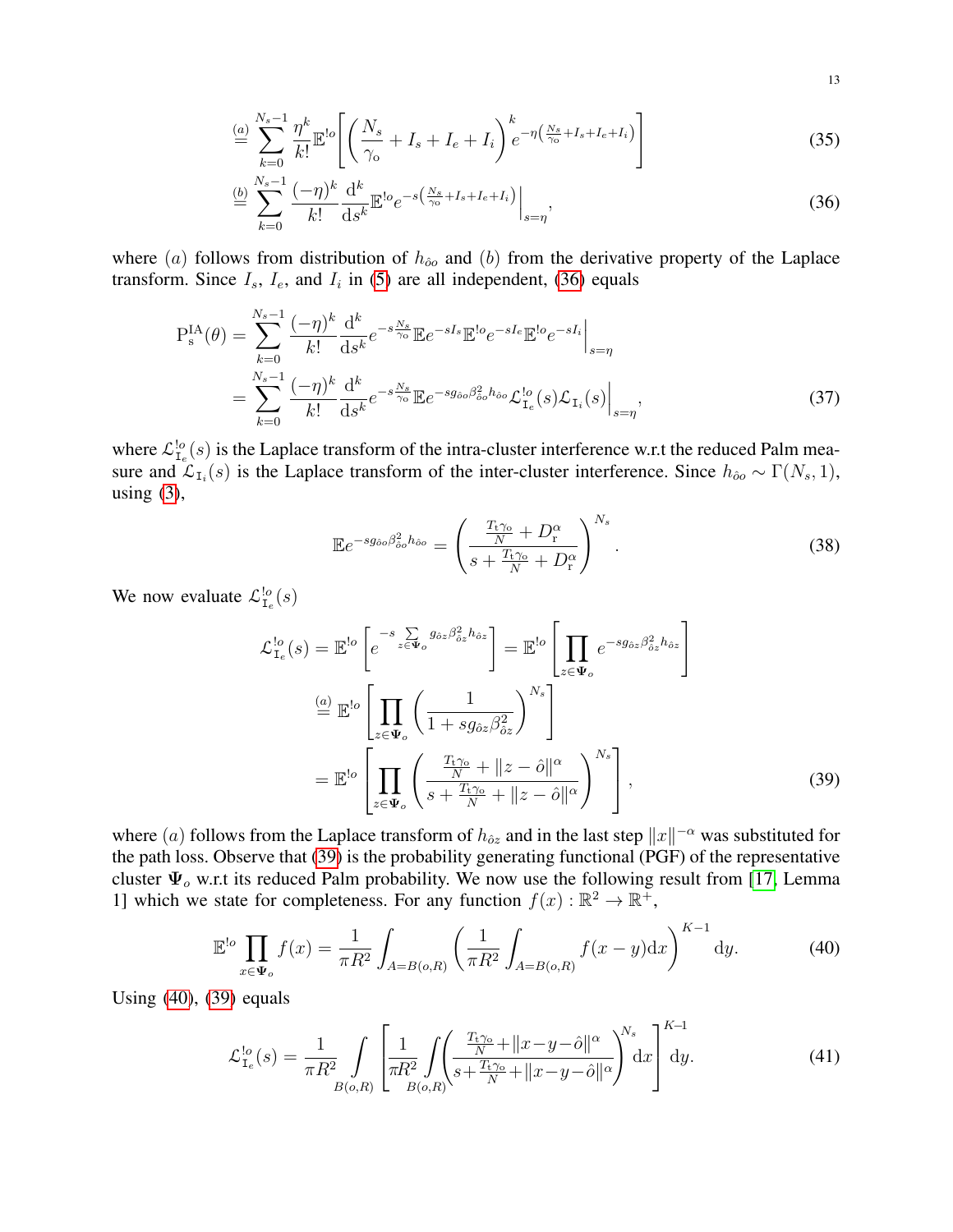$$\stackrel{(a)}{=} \sum_{k=0}^{N_s-1} \frac{\eta^k}{k!} \mathbb{E}^{!o}\left[ \left( \frac{N_s}{\gamma_o} + I_s + I_e + I_i \right)^k e^{-\eta\left(\frac{N_s}{\gamma_o} + I_s + I_e + I_i\right)} \right] \tag{35}$$

$$\stackrel{(b)}{=} \sum_{k=0}^{N_s-1} \frac{(-\eta)^k}{k!} \frac{\mathrm{d}^k}{\mathrm{d}s^k} \mathbb{E}^{!o} e^{-s\left(\frac{N_s}{\gamma_o} + I_s + I_e + I_i\right)} \Big|_{s=\eta}, \tag{36}$$

where $(a)$ follows from distribution of $h_{\hat{o}o}$ and $(b)$ from the derivative property of the Laplace transform. Since $I_s$, $I_e$, and $I_i$ in (5) are all independent, (36) equals

$$\begin{aligned}
\mathrm{P}_{\mathrm{s}}^{\mathrm{IA}}(\theta) &= \sum_{k=0}^{N_s-1} \frac{(-\eta)^k}{k!} \frac{\mathrm{d}^k}{\mathrm{d}s^k} e^{-s\frac{N_s}{\gamma_o}} \mathbb{E} e^{-sI_s} \mathbb{E}^{!o} e^{-sI_e} \mathbb{E}^{!o} e^{-sI_i} \Big|_{s=\eta} \\
&= \sum_{k=0}^{N_s-1} \frac{(-\eta)^k}{k!} \frac{\mathrm{d}^k}{\mathrm{d}s^k} e^{-s\frac{N_s}{\gamma_o}} \mathbb{E} e^{-s g_{\hat{o}o} \beta_{\hat{o}o}^2 h_{\hat{o}o}} \mathcal{L}_{\mathtt{I}_e}^{!o}(s) \mathcal{L}_{\mathtt{I}_i}(s) \Big|_{s=\eta},
\end{aligned} \tag{37}$$

where $\mathcal{L}_{\mathtt{I}_e}^{!o}(s)$ is the Laplace transform of the intra-cluster interference w.r.t the reduced Palm measure and $\mathcal{L}_{\mathtt{I}_i}(s)$ is the Laplace transform of the inter-cluster interference. Since $h_{\hat{o}o} \sim \Gamma(N_s, 1)$, using (3),

$$\mathbb{E} e^{-s g_{\hat{o}o} \beta_{\hat{o}o}^2 h_{\hat{o}o}} = \left( \frac{\frac{T_{\mathrm{t}}\gamma_o}{N} + D_{\mathrm{r}}^\alpha}{s + \frac{T_{\mathrm{t}}\gamma_o}{N} + D_{\mathrm{r}}^\alpha} \right)^{N_s}. \tag{38}$$

We now evaluate $\mathcal{L}_{\mathtt{I}_e}^{!o}(s)$

$$\begin{aligned}
\mathcal{L}_{\mathtt{I}_e}^{!o}(s) &= \mathbb{E}^{!o}\left[ e^{-s\sum\limits_{z \in \mathbf{\Psi}_o} g_{\hat{o}z}\beta_{\hat{o}z}^2 h_{\hat{o}z}} \right] = \mathbb{E}^{!o}\left[ \prod_{z \in \mathbf{\Psi}_o} e^{-s g_{\hat{o}z}\beta_{\hat{o}z}^2 h_{\hat{o}z}} \right] \\
&\stackrel{(a)}{=} \mathbb{E}^{!o}\left[ \prod_{z \in \mathbf{\Psi}_o} \left( \frac{1}{1 + s g_{\hat{o}z}\beta_{\hat{o}z}^2} \right)^{N_s} \right] \\
&= \mathbb{E}^{!o}\left[ \prod_{z \in \mathbf{\Psi}_o} \left( \frac{\frac{T_{\mathrm{t}}\gamma_o}{N} + \|z - \hat{o}\|^\alpha}{s + \frac{T_{\mathrm{t}}\gamma_o}{N} + \|z - \hat{o}\|^\alpha} \right)^{N_s} \right],
\end{aligned} \tag{39}$$

where $(a)$ follows from the Laplace transform of $h_{\hat{o}z}$ and in the last step $\|x\|^{-\alpha}$ was substituted for the path loss. Observe that (39) is the probability generating functional (PGF) of the representative cluster $\mathbf{\Psi}_o$ w.r.t its reduced Palm probability. We now use the following result from [17, Lemma 1] which we state for completeness. For any function $f(x): \mathbb{R}^2 \to \mathbb{R}^+$,

$$\mathbb{E}^{!o} \prod_{x \in \mathbf{\Psi}_o} f(x) = \frac{1}{\pi R^2} \int_{A=B(o,R)} \left( \frac{1}{\pi R^2} \int_{A=B(o,R)} f(x-y) \mathrm{d}x \right)^{K-1} \mathrm{d}y. \tag{40}$$

Using (40), (39) equals

$$\mathcal{L}_{\mathtt{I}_e}^{!o}(s) = \frac{1}{\pi R^2} \int\limits_{B(o,R)} \left[ \frac{1}{\pi R^2} \int\limits_{B(o,R)} \left( \frac{\frac{T_{\mathrm{t}}\gamma_o}{N} + \|x-y-\hat{o}\|^\alpha}{s + \frac{T_{\mathrm{t}}\gamma_o}{N} + \|x-y-\hat{o}\|^\alpha} \right)^{N_s} \mathrm{d}x \right]^{K-1} \mathrm{d}y. \tag{41}$$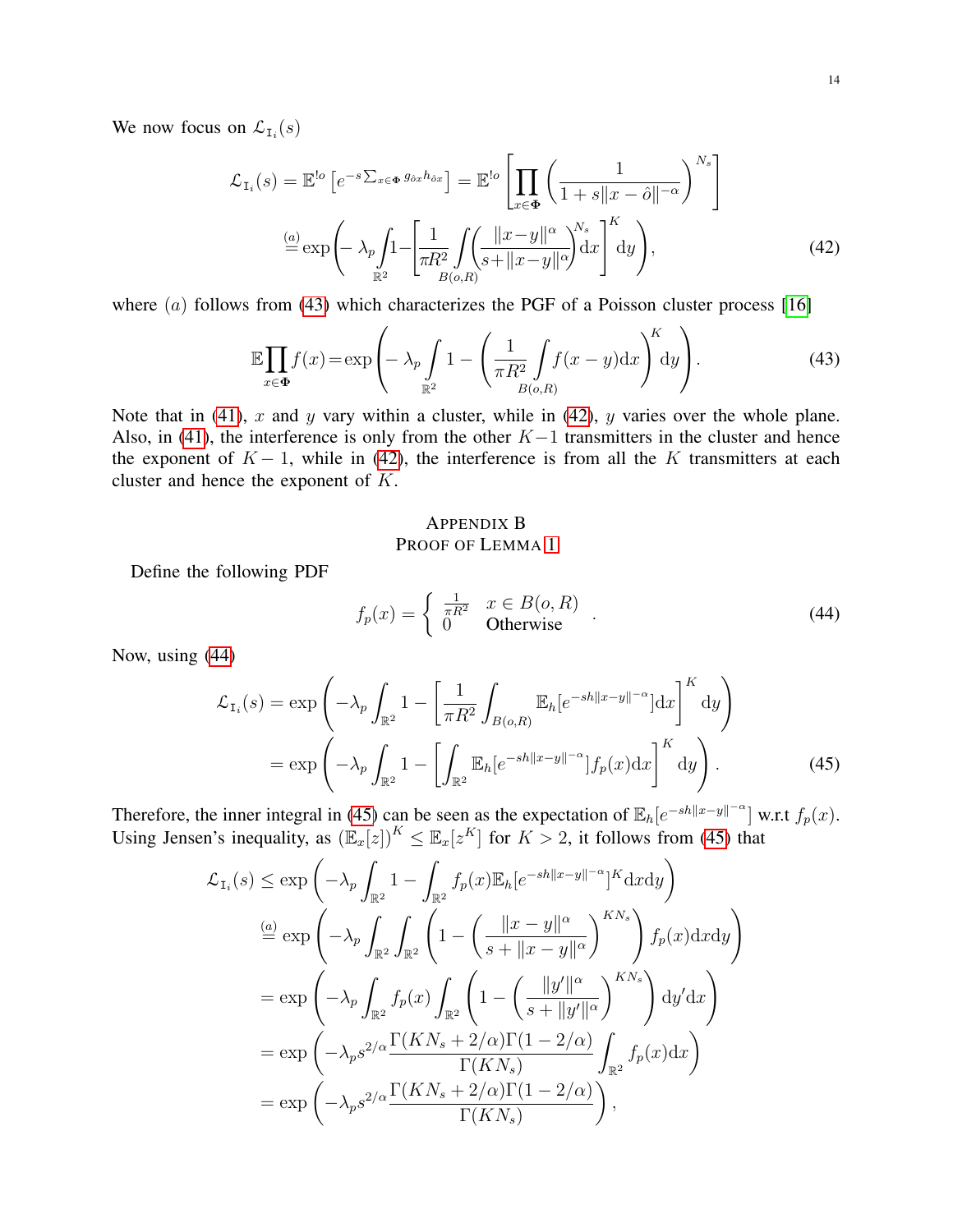We now focus on $\mathcal{L}_{\mathtt{I}_i}(s)$

$$
\begin{aligned}
\mathcal{L}_{\mathtt{I}_i}(s) &= \mathbb{E}^{!o}\left[e^{-s\sum_{x\in\mathbf{\Phi}} g_{\hat{o}x}h_{\hat{o}x}}\right] = \mathbb{E}^{!o}\left[\prod_{x\in\mathbf{\Phi}}\left(\frac{1}{1+s\|x-\hat{o}\|^{-\alpha}}\right)^{N_s}\right] \\
&\overset{(a)}{=} \exp\left(-\lambda_p\int_{\mathbb{R}^2} 1-\left[\frac{1}{\pi R^2}\int_{B(o,R)}\left(\frac{\|x-y\|^{\alpha}}{s+\|x-y\|^{\alpha}}\right)^{N_s}\mathrm{d}x\right]^K\mathrm{d}y\right),
\end{aligned}
\tag{42}
$$

where $(a)$ follows from (43) which characterizes the PGF of a Poisson cluster process [16]

$$
\mathbb{E}\prod_{x\in\mathbf{\Phi}} f(x) = \exp\left(-\lambda_p\int_{\mathbb{R}^2} 1-\left(\frac{1}{\pi R^2}\int_{B(o,R)} f(x-y)\mathrm{d}x\right)^K\mathrm{d}y\right).
\tag{43}
$$

Note that in (41), $x$ and $y$ vary within a cluster, while in (42), $y$ varies over the whole plane. Also, in (41), the interference is only from the other $K-1$ transmitters in the cluster and hence the exponent of $K-1$, while in (42), the interference is from all the $K$ transmitters at each cluster and hence the exponent of $K$.

## Appendix B
## Proof of Lemma 1

Define the following PDF

$$
f_p(x) = \begin{cases} \frac{1}{\pi R^2} & x\in B(o,R) \\ 0 & \text{Otherwise} \end{cases}.
\tag{44}
$$

Now, using (44)

$$
\begin{aligned}
\mathcal{L}_{\mathtt{I}_i}(s) &= \exp\left(-\lambda_p\int_{\mathbb{R}^2} 1-\left[\frac{1}{\pi R^2}\int_{B(o,R)}\mathbb{E}_h[e^{-sh\|x-y\|^{-\alpha}}]\mathrm{d}x\right]^K\mathrm{d}y\right) \\
&= \exp\left(-\lambda_p\int_{\mathbb{R}^2} 1-\left[\int_{\mathbb{R}^2}\mathbb{E}_h[e^{-sh\|x-y\|^{-\alpha}}]f_p(x)\mathrm{d}x\right]^K\mathrm{d}y\right).
\end{aligned}
\tag{45}
$$

Therefore, the inner integral in (45) can be seen as the expectation of $\mathbb{E}_h[e^{-sh\|x-y\|^{-\alpha}}]$ w.r.t $f_p(x)$. Using Jensen's inequality, as $(\mathbb{E}_x[z])^K \leq \mathbb{E}_x[z^K]$ for $K>2$, it follows from (45) that

$$
\begin{aligned}
\mathcal{L}_{\mathtt{I}_i}(s) &\leq \exp\left(-\lambda_p\int_{\mathbb{R}^2} 1-\int_{\mathbb{R}^2} f_p(x)\mathbb{E}_h[e^{-sh\|x-y\|^{-\alpha}}]^K\mathrm{d}x\mathrm{d}y\right) \\
&\overset{(a)}{=} \exp\left(-\lambda_p\int_{\mathbb{R}^2}\int_{\mathbb{R}^2}\left(1-\left(\frac{\|x-y\|^{\alpha}}{s+\|x-y\|^{\alpha}}\right)^{KN_s}\right)f_p(x)\mathrm{d}x\mathrm{d}y\right) \\
&= \exp\left(-\lambda_p\int_{\mathbb{R}^2} f_p(x)\int_{\mathbb{R}^2}\left(1-\left(\frac{\|y'\|^{\alpha}}{s+\|y'\|^{\alpha}}\right)^{KN_s}\right)\mathrm{d}y'\mathrm{d}x\right) \\
&= \exp\left(-\lambda_p s^{2/\alpha}\frac{\Gamma(KN_s+2/\alpha)\Gamma(1-2/\alpha)}{\Gamma(KN_s)}\int_{\mathbb{R}^2} f_p(x)\mathrm{d}x\right) \\
&= \exp\left(-\lambda_p s^{2/\alpha}\frac{\Gamma(KN_s+2/\alpha)\Gamma(1-2/\alpha)}{\Gamma(KN_s)}\right),
\end{aligned}
$$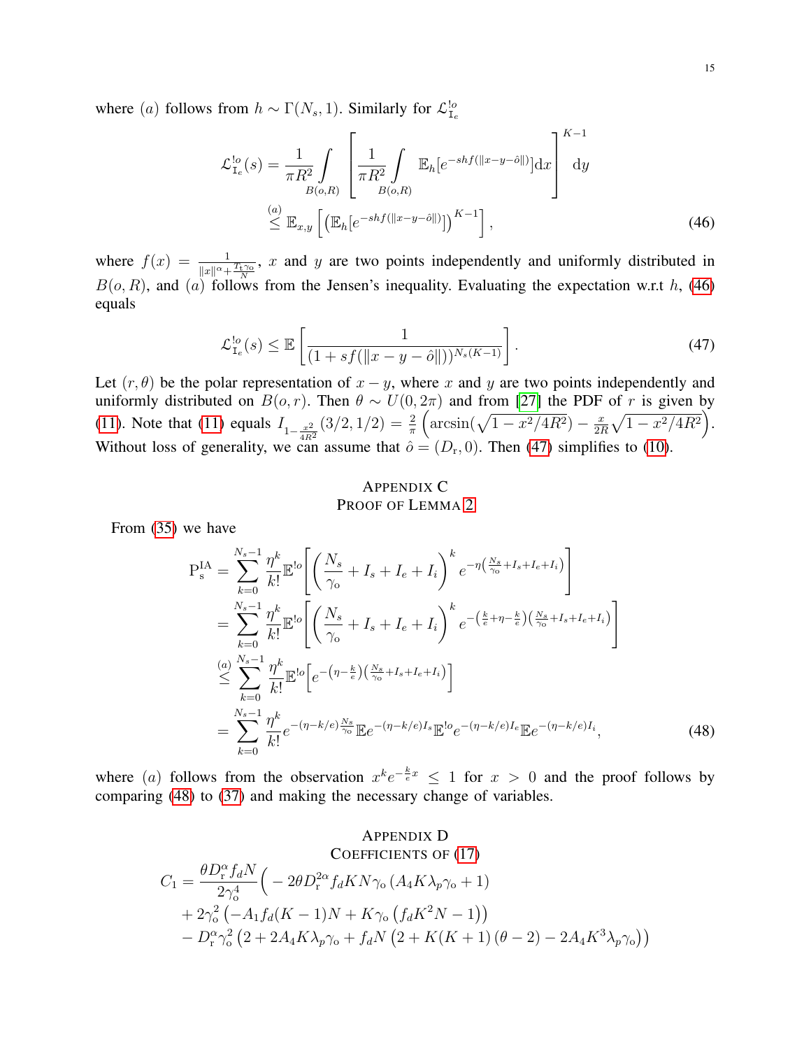where $(a)$ follows from $h \sim \Gamma(N_s, 1)$. Similarly for $\mathcal{L}^{!o}_{\mathtt{I}_e}$

$$
\begin{aligned}
\mathcal{L}^{!o}_{\mathtt{I}_e}(s) &= \frac{1}{\pi R^2} \int\limits_{B(o,R)} \left[ \frac{1}{\pi R^2} \int\limits_{B(o,R)} \mathbb{E}_h[e^{-shf(\|x-y-\hat{o}\|)}] \mathrm{d}x \right]^{K-1} \mathrm{d}y \\
&\overset{(a)}{\leq} \mathbb{E}_{x,y} \left[ \left( \mathbb{E}_h[e^{-shf(\|x-y-\hat{o}\|)}] \right)^{K-1} \right], \qquad (46)
\end{aligned}
$$

where $f(x) = \frac{1}{\|x\|^\alpha + \frac{T_{\mathrm{t}}\gamma_{\mathrm{o}}}{N}}$, $x$ and $y$ are two points independently and uniformly distributed in $B(o,R)$, and $(a)$ follows from the Jensen's inequality. Evaluating the expectation w.r.t $h$, (46) equals

$$
\mathcal{L}^{!o}_{\mathtt{I}_e}(s) \leq \mathbb{E}\left[ \frac{1}{(1 + sf(\|x-y-\hat{o}\|))^{N_s(K-1)}} \right]. \qquad (47)
$$

Let $(r, \theta)$ be the polar representation of $x - y$, where $x$ and $y$ are two points independently and uniformly distributed on $B(o, r)$. Then $\theta \sim U(0, 2\pi)$ and from [27] the PDF of $r$ is given by (11). Note that (11) equals $I_{1-\frac{x^2}{4R^2}}(3/2, 1/2) = \frac{2}{\pi}\left( \arcsin(\sqrt{1 - x^2/4R^2}) - \frac{x}{2R}\sqrt{1 - x^2/4R^2} \right)$. Without loss of generality, we can assume that $\hat{o} = (D_{\mathrm{r}}, 0)$. Then (47) simplifies to (10).

## Appendix C
## Proof of Lemma 2

From (35) we have

$$
\begin{aligned}
\mathrm{P}^{\mathrm{IA}}_{\mathrm{s}} &= \sum_{k=0}^{N_s-1} \frac{\eta^k}{k!} \mathbb{E}^{!o}\left[ \left( \frac{N_s}{\gamma_{\mathrm{o}}} + I_s + I_e + I_i \right)^k e^{-\eta\left(\frac{N_s}{\gamma_{\mathrm{o}}} + I_s + I_e + I_i\right)} \right] \\
&= \sum_{k=0}^{N_s-1} \frac{\eta^k}{k!} \mathbb{E}^{!o}\left[ \left( \frac{N_s}{\gamma_{\mathrm{o}}} + I_s + I_e + I_i \right)^k e^{-\left(\frac{k}{e} + \eta - \frac{k}{e}\right)\left(\frac{N_s}{\gamma_{\mathrm{o}}} + I_s + I_e + I_i\right)} \right] \\
&\overset{(a)}{\leq} \sum_{k=0}^{N_s-1} \frac{\eta^k}{k!} \mathbb{E}^{!o}\left[ e^{-\left(\eta - \frac{k}{e}\right)\left(\frac{N_s}{\gamma_{\mathrm{o}}} + I_s + I_e + I_i\right)} \right] \\
&= \sum_{k=0}^{N_s-1} \frac{\eta^k}{k!} e^{-(\eta - k/e)\frac{N_s}{\gamma_{\mathrm{o}}}} \mathbb{E}e^{-(\eta - k/e)I_s} \mathbb{E}^{!o} e^{-(\eta - k/e)I_e} \mathbb{E}e^{-(\eta - k/e)I_i}, \qquad (48)
\end{aligned}
$$

where $(a)$ follows from the observation $x^k e^{-\frac{k}{e}x} \leq 1$ for $x > 0$ and the proof follows by comparing (48) to (37) and making the necessary change of variables.

## Appendix D
## Coefficients of (17)

$$
\begin{aligned}
C_1 = \frac{\theta D_{\mathrm{r}}^\alpha f_d N}{2\gamma_{\mathrm{o}}^4} \Big( &- 2\theta D_{\mathrm{r}}^{2\alpha} f_d K N \gamma_{\mathrm{o}} \left( A_4 K \lambda_p \gamma_{\mathrm{o}} + 1 \right) \\
&+ 2\gamma_{\mathrm{o}}^2 \left( -A_1 f_d (K-1) N + K\gamma_{\mathrm{o}} \left( f_d K^2 N - 1 \right) \right) \\
&- D_{\mathrm{r}}^\alpha \gamma_{\mathrm{o}}^2 \left( 2 + 2A_4 K \lambda_p \gamma_{\mathrm{o}} + f_d N \left( 2 + K(K+1)(\theta - 2) - 2A_4 K^3 \lambda_p \gamma_{\mathrm{o}} \right) \right)
\end{aligned}
$$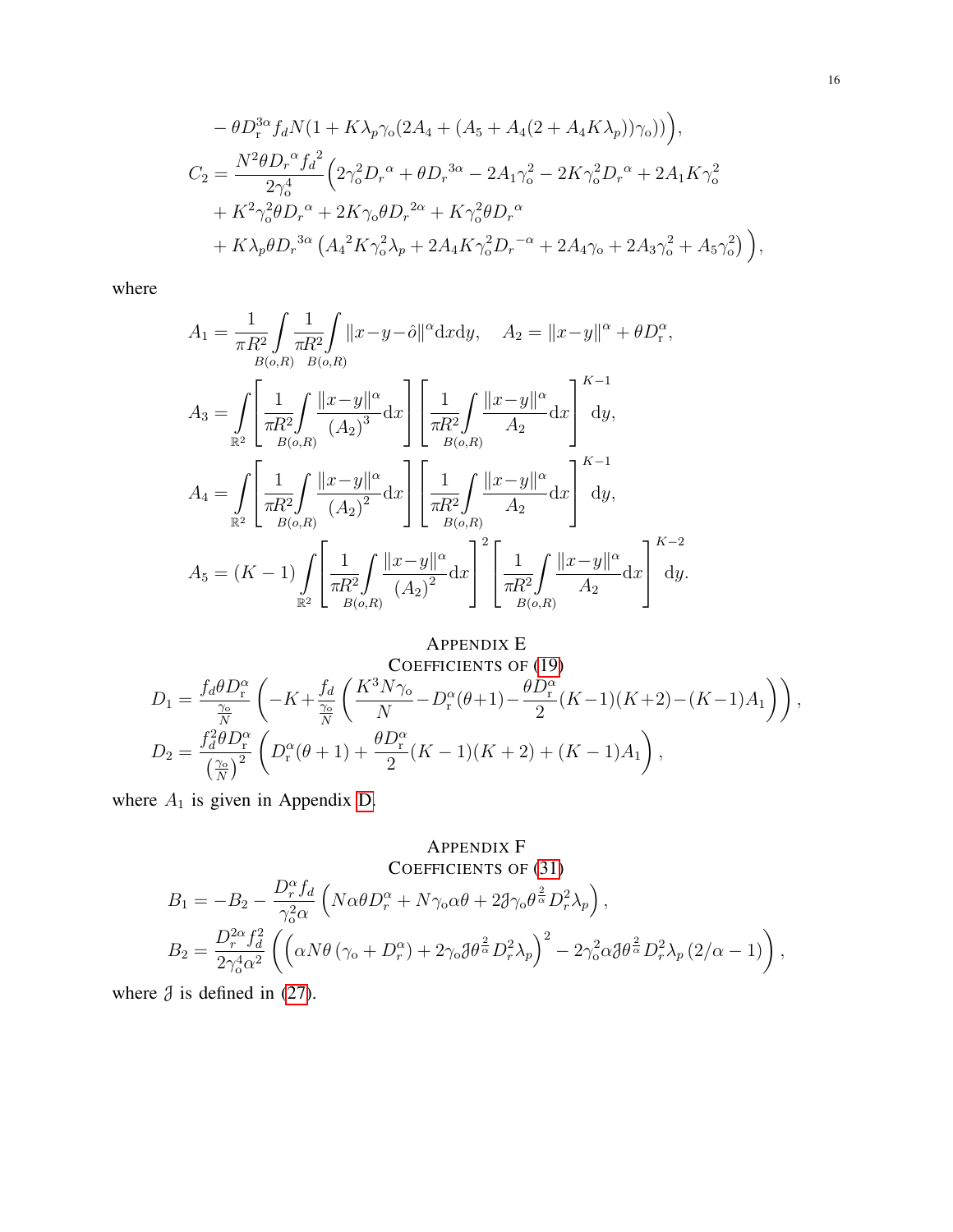$$
- \theta D_{\mathrm{r}}^{3\alpha} f_d N (1 + K\lambda_p \gamma_{\mathrm{o}} (2A_4 + (A_5 + A_4(2 + A_4 K\lambda_p))\gamma_{\mathrm{o}}))\Big),
$$

$$
\begin{aligned}
C_2 = \frac{N^2 \theta {D_r}^{\alpha} {f_d}^2}{2\gamma_{\mathrm{o}}^4} \Big( & 2\gamma_{\mathrm{o}}^2 {D_r}^{\alpha} + \theta {D_r}^{3\alpha} - 2A_1 \gamma_{\mathrm{o}}^2 - 2K\gamma_{\mathrm{o}}^2 {D_r}^{\alpha} + 2A_1 K \gamma_{\mathrm{o}}^2 \\
& + K^2 \gamma_{\mathrm{o}}^2 \theta {D_r}^{\alpha} + 2K\gamma_{\mathrm{o}} \theta {D_r}^{2\alpha} + K\gamma_{\mathrm{o}}^2 \theta {D_r}^{\alpha} \\
& + K\lambda_p \theta {D_r}^{3\alpha} \left( {A_4}^2 K \gamma_{\mathrm{o}}^2 \lambda_p + 2A_4 K \gamma_{\mathrm{o}}^2 {D_r}^{-\alpha} + 2A_4 \gamma_{\mathrm{o}} + 2A_3 \gamma_{\mathrm{o}}^2 + A_5 \gamma_{\mathrm{o}}^2 \right) \Big),
\end{aligned}
$$

where

$$
A_1 = \frac{1}{\pi R^2} \int_{B(o,R)} \frac{1}{\pi R^2} \int_{B(o,R)} \|x - y - \hat{o}\|^{\alpha} \mathrm{d}x \mathrm{d}y, \quad A_2 = \|x - y\|^{\alpha} + \theta D_{\mathrm{r}}^{\alpha},
$$

$$
A_3 = \int_{\mathbb{R}^2} \left[ \frac{1}{\pi R^2} \int_{B(o,R)} \frac{\|x-y\|^{\alpha}}{(A_2)^3} \mathrm{d}x \right] \left[ \frac{1}{\pi R^2} \int_{B(o,R)} \frac{\|x-y\|^{\alpha}}{A_2} \mathrm{d}x \right]^{K-1} \mathrm{d}y,
$$

$$
A_4 = \int_{\mathbb{R}^2} \left[ \frac{1}{\pi R^2} \int_{B(o,R)} \frac{\|x-y\|^{\alpha}}{(A_2)^2} \mathrm{d}x \right] \left[ \frac{1}{\pi R^2} \int_{B(o,R)} \frac{\|x-y\|^{\alpha}}{A_2} \mathrm{d}x \right]^{K-1} \mathrm{d}y,
$$

$$
A_5 = (K-1) \int_{\mathbb{R}^2} \left[ \frac{1}{\pi R^2} \int_{B(o,R)} \frac{\|x-y\|^{\alpha}}{(A_2)^2} \mathrm{d}x \right]^2 \left[ \frac{1}{\pi R^2} \int_{B(o,R)} \frac{\|x-y\|^{\alpha}}{A_2} \mathrm{d}x \right]^{K-2} \mathrm{d}y.
$$

## Appendix E
## Coefficients of (19)

$$
D_1 = \frac{f_d \theta D_{\mathrm{r}}^{\alpha}}{\frac{\gamma_{\mathrm{o}}}{N}} \left( -K + \frac{f_d}{\frac{\gamma_{\mathrm{o}}}{N}} \left( \frac{K^3 N \gamma_{\mathrm{o}}}{N} - D_{\mathrm{r}}^{\alpha}(\theta+1) - \frac{\theta D_{\mathrm{r}}^{\alpha}}{2}(K-1)(K+2) - (K-1)A_1 \right) \right),
$$

$$
D_2 = \frac{f_d^2 \theta D_{\mathrm{r}}^{\alpha}}{\left(\frac{\gamma_{\mathrm{o}}}{N}\right)^2} \left( D_{\mathrm{r}}^{\alpha}(\theta+1) + \frac{\theta D_{\mathrm{r}}^{\alpha}}{2}(K-1)(K+2) + (K-1)A_1 \right),
$$

where $A_1$ is given in Appendix D.

## Appendix F
## Coefficients of (31)

$$
B_1 = -B_2 - \frac{D_r^{\alpha} f_d}{\gamma_{\mathrm{o}}^2 \alpha} \left( N\alpha\theta D_r^{\alpha} + N\gamma_{\mathrm{o}}\alpha\theta + 2\beth\gamma_{\mathrm{o}}\theta^{\frac{2}{\alpha}} D_r^2 \lambda_p \right),
$$

$$
B_2 = \frac{D_r^{2\alpha} f_d^2}{2\gamma_{\mathrm{o}}^4 \alpha^2} \left( \left( \alpha N \theta \left( \gamma_{\mathrm{o}} + D_r^{\alpha} \right) + 2\gamma_{\mathrm{o}} \beth \theta^{\frac{2}{\alpha}} D_r^2 \lambda_p \right)^2 - 2\gamma_{\mathrm{o}}^2 \alpha \beth \theta^{\frac{2}{\alpha}} D_r^2 \lambda_p \left( 2/\alpha - 1 \right) \right),
$$

where $\beth$ is defined in (27).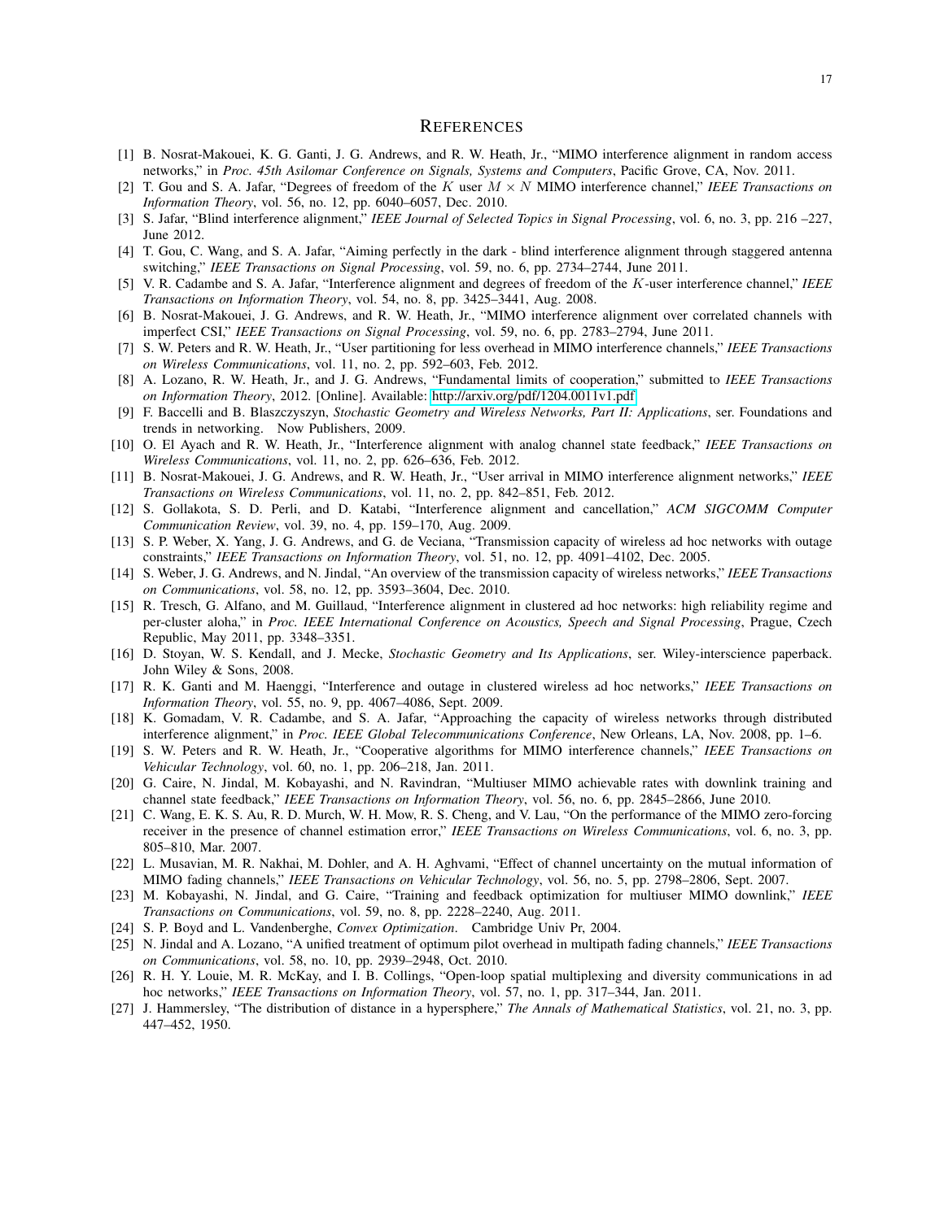# REFERENCES

[1] B. Nosrat-Makouei, K. G. Ganti, J. G. Andrews, and R. W. Heath, Jr., "MIMO interference alignment in random access networks," in *Proc. 45th Asilomar Conference on Signals, Systems and Computers*, Pacific Grove, CA, Nov. 2011.

[2] T. Gou and S. A. Jafar, "Degrees of freedom of the $K$ user $M \times N$ MIMO interference channel," *IEEE Transactions on Information Theory*, vol. 56, no. 12, pp. 6040–6057, Dec. 2010.

[3] S. Jafar, "Blind interference alignment," *IEEE Journal of Selected Topics in Signal Processing*, vol. 6, no. 3, pp. 216 –227, June 2012.

[4] T. Gou, C. Wang, and S. A. Jafar, "Aiming perfectly in the dark - blind interference alignment through staggered antenna switching," *IEEE Transactions on Signal Processing*, vol. 59, no. 6, pp. 2734–2744, June 2011.

[5] V. R. Cadambe and S. A. Jafar, "Interference alignment and degrees of freedom of the $K$-user interference channel," *IEEE Transactions on Information Theory*, vol. 54, no. 8, pp. 3425–3441, Aug. 2008.

[6] B. Nosrat-Makouei, J. G. Andrews, and R. W. Heath, Jr., "MIMO interference alignment over correlated channels with imperfect CSI," *IEEE Transactions on Signal Processing*, vol. 59, no. 6, pp. 2783–2794, June 2011.

[7] S. W. Peters and R. W. Heath, Jr., "User partitioning for less overhead in MIMO interference channels," *IEEE Transactions on Wireless Communications*, vol. 11, no. 2, pp. 592–603, Feb. 2012.

[8] A. Lozano, R. W. Heath, Jr., and J. G. Andrews, "Fundamental limits of cooperation," submitted to *IEEE Transactions on Information Theory*, 2012. [Online]. Available: http://arxiv.org/pdf/1204.0011v1.pdf

[9] F. Baccelli and B. Blaszczyszyn, *Stochastic Geometry and Wireless Networks, Part II: Applications*, ser. Foundations and trends in networking. Now Publishers, 2009.

[10] O. El Ayach and R. W. Heath, Jr., "Interference alignment with analog channel state feedback," *IEEE Transactions on Wireless Communications*, vol. 11, no. 2, pp. 626–636, Feb. 2012.

[11] B. Nosrat-Makouei, J. G. Andrews, and R. W. Heath, Jr., "User arrival in MIMO interference alignment networks," *IEEE Transactions on Wireless Communications*, vol. 11, no. 2, pp. 842–851, Feb. 2012.

[12] S. Gollakota, S. D. Perli, and D. Katabi, "Interference alignment and cancellation," *ACM SIGCOMM Computer Communication Review*, vol. 39, no. 4, pp. 159–170, Aug. 2009.

[13] S. P. Weber, X. Yang, J. G. Andrews, and G. de Veciana, "Transmission capacity of wireless ad hoc networks with outage constraints," *IEEE Transactions on Information Theory*, vol. 51, no. 12, pp. 4091–4102, Dec. 2005.

[14] S. Weber, J. G. Andrews, and N. Jindal, "An overview of the transmission capacity of wireless networks," *IEEE Transactions on Communications*, vol. 58, no. 12, pp. 3593–3604, Dec. 2010.

[15] R. Tresch, G. Alfano, and M. Guillaud, "Interference alignment in clustered ad hoc networks: high reliability regime and per-cluster aloha," in *Proc. IEEE International Conference on Acoustics, Speech and Signal Processing*, Prague, Czech Republic, May 2011, pp. 3348–3351.

[16] D. Stoyan, W. S. Kendall, and J. Mecke, *Stochastic Geometry and Its Applications*, ser. Wiley-interscience paperback. John Wiley & Sons, 2008.

[17] R. K. Ganti and M. Haenggi, "Interference and outage in clustered wireless ad hoc networks," *IEEE Transactions on Information Theory*, vol. 55, no. 9, pp. 4067–4086, Sept. 2009.

[18] K. Gomadam, V. R. Cadambe, and S. A. Jafar, "Approaching the capacity of wireless networks through distributed interference alignment," in *Proc. IEEE Global Telecommunications Conference*, New Orleans, LA, Nov. 2008, pp. 1–6.

[19] S. W. Peters and R. W. Heath, Jr., "Cooperative algorithms for MIMO interference channels," *IEEE Transactions on Vehicular Technology*, vol. 60, no. 1, pp. 206–218, Jan. 2011.

[20] G. Caire, N. Jindal, M. Kobayashi, and N. Ravindran, "Multiuser MIMO achievable rates with downlink training and channel state feedback," *IEEE Transactions on Information Theory*, vol. 56, no. 6, pp. 2845–2866, June 2010.

[21] C. Wang, E. K. S. Au, R. D. Murch, W. H. Mow, R. S. Cheng, and V. Lau, "On the performance of the MIMO zero-forcing receiver in the presence of channel estimation error," *IEEE Transactions on Wireless Communications*, vol. 6, no. 3, pp. 805–810, Mar. 2007.

[22] L. Musavian, M. R. Nakhai, M. Dohler, and A. H. Aghvami, "Effect of channel uncertainty on the mutual information of MIMO fading channels," *IEEE Transactions on Vehicular Technology*, vol. 56, no. 5, pp. 2798–2806, Sept. 2007.

[23] M. Kobayashi, N. Jindal, and G. Caire, "Training and feedback optimization for multiuser MIMO downlink," *IEEE Transactions on Communications*, vol. 59, no. 8, pp. 2228–2240, Aug. 2011.

[24] S. P. Boyd and L. Vandenberghe, *Convex Optimization*. Cambridge Univ Pr, 2004.

[25] N. Jindal and A. Lozano, "A unified treatment of optimum pilot overhead in multipath fading channels," *IEEE Transactions on Communications*, vol. 58, no. 10, pp. 2939–2948, Oct. 2010.

[26] R. H. Y. Louie, M. R. McKay, and I. B. Collings, "Open-loop spatial multiplexing and diversity communications in ad hoc networks," *IEEE Transactions on Information Theory*, vol. 57, no. 1, pp. 317–344, Jan. 2011.

[27] J. Hammersley, "The distribution of distance in a hypersphere," *The Annals of Mathematical Statistics*, vol. 21, no. 3, pp. 447–452, 1950.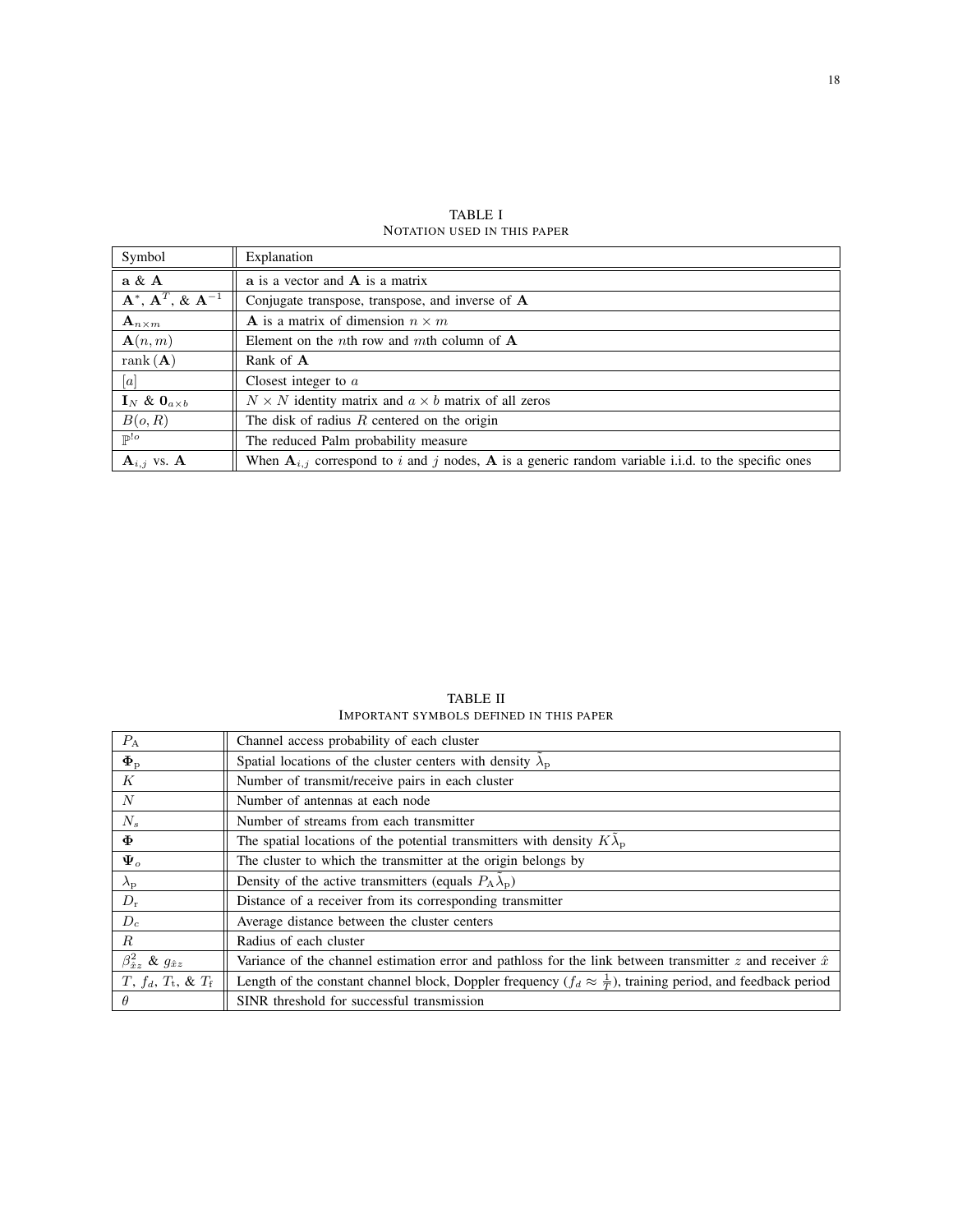TABLE I
NOTATION USED IN THIS PAPER

| Symbol | Explanation |
| --- | --- |
| $\mathbf{a}$ & $\mathbf{A}$ | $\mathbf{a}$ is a vector and $\mathbf{A}$ is a matrix |
| $\mathbf{A}^*$, $\mathbf{A}^T$, & $\mathbf{A}^{-1}$ | Conjugate transpose, transpose, and inverse of $\mathbf{A}$ |
| $\mathbf{A}_{n\times m}$ | $\mathbf{A}$ is a matrix of dimension $n \times m$ |
| $\mathbf{A}(n,m)$ | Element on the $n$th row and $m$th column of $\mathbf{A}$ |
| $\text{rank}(\mathbf{A})$ | Rank of $\mathbf{A}$ |
| $[a]$ | Closest integer to $a$ |
| $\mathbf{I}_N$ & $\mathbf{0}_{a\times b}$ | $N \times N$ identity matrix and $a \times b$ matrix of all zeros |
| $B(o,R)$ | The disk of radius $R$ centered on the origin |
| $\mathbb{P}^{!o}$ | The reduced Palm probability measure |
| $\mathbf{A}_{i,j}$ vs. $\mathbf{A}$ | When $\mathbf{A}_{i,j}$ correspond to $i$ and $j$ nodes, $\mathbf{A}$ is a generic random variable i.i.d. to the specific ones |

TABLE II
IMPORTANT SYMBOLS DEFINED IN THIS PAPER

| Symbol | Explanation |
| --- | --- |
| $P_{\text{A}}$ | Channel access probability of each cluster |
| $\mathbf{\Phi}_{\text{p}}$ | Spatial locations of the cluster centers with density $\tilde{\lambda}_{\text{p}}$ |
| $K$ | Number of transmit/receive pairs in each cluster |
| $N$ | Number of antennas at each node |
| $N_s$ | Number of streams from each transmitter |
| $\mathbf{\Phi}$ | The spatial locations of the potential transmitters with density $K\tilde{\lambda}_{\text{p}}$ |
| $\mathbf{\Psi}_o$ | The cluster to which the transmitter at the origin belongs by |
| $\lambda_{\text{p}}$ | Density of the active transmitters (equals $P_{\text{A}}\tilde{\lambda}_{\text{p}}$) |
| $D_{\text{r}}$ | Distance of a receiver from its corresponding transmitter |
| $D_c$ | Average distance between the cluster centers |
| $R$ | Radius of each cluster |
| $\beta^2_{\hat{x}z}$ & $g_{\hat{x}z}$ | Variance of the channel estimation error and pathloss for the link between transmitter $z$ and receiver $\hat{x}$ |
| $T$, $f_d$, $T_{\text{t}}$, & $T_{\text{f}}$ | Length of the constant channel block, Doppler frequency ($f_d \approx \frac{1}{T}$), training period, and feedback period |
| $\theta$ | SINR threshold for successful transmission |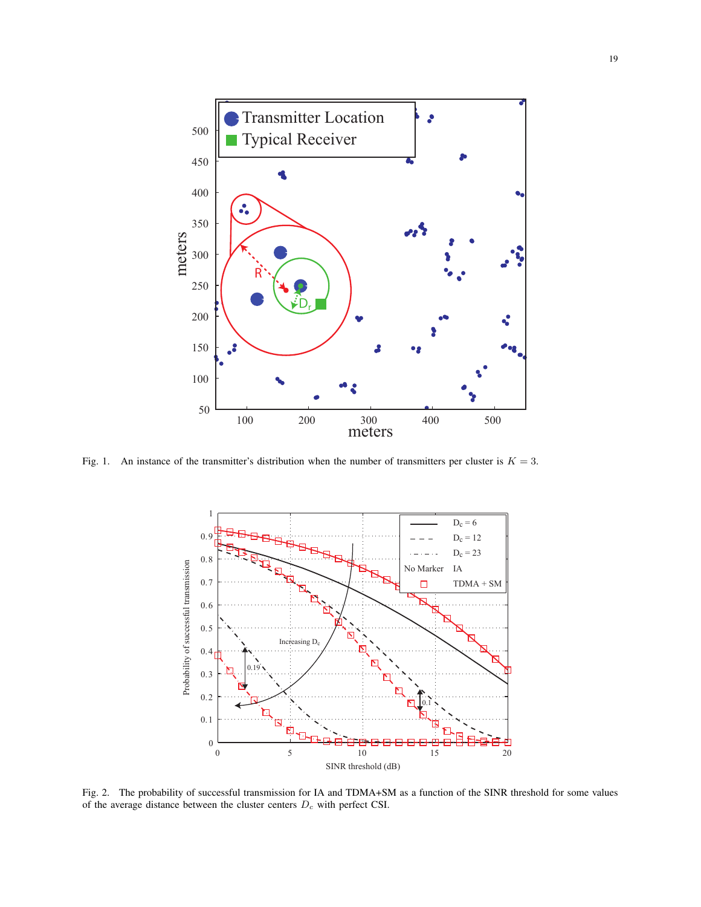Fig. 1. An instance of the transmitter's distribution when the number of transmitters per cluster is $K = 3$.

Fig. 2. The probability of successful transmission for IA and TDMA+SM as a function of the SINR threshold for some values of the average distance between the cluster centers $D_c$ with perfect CSI.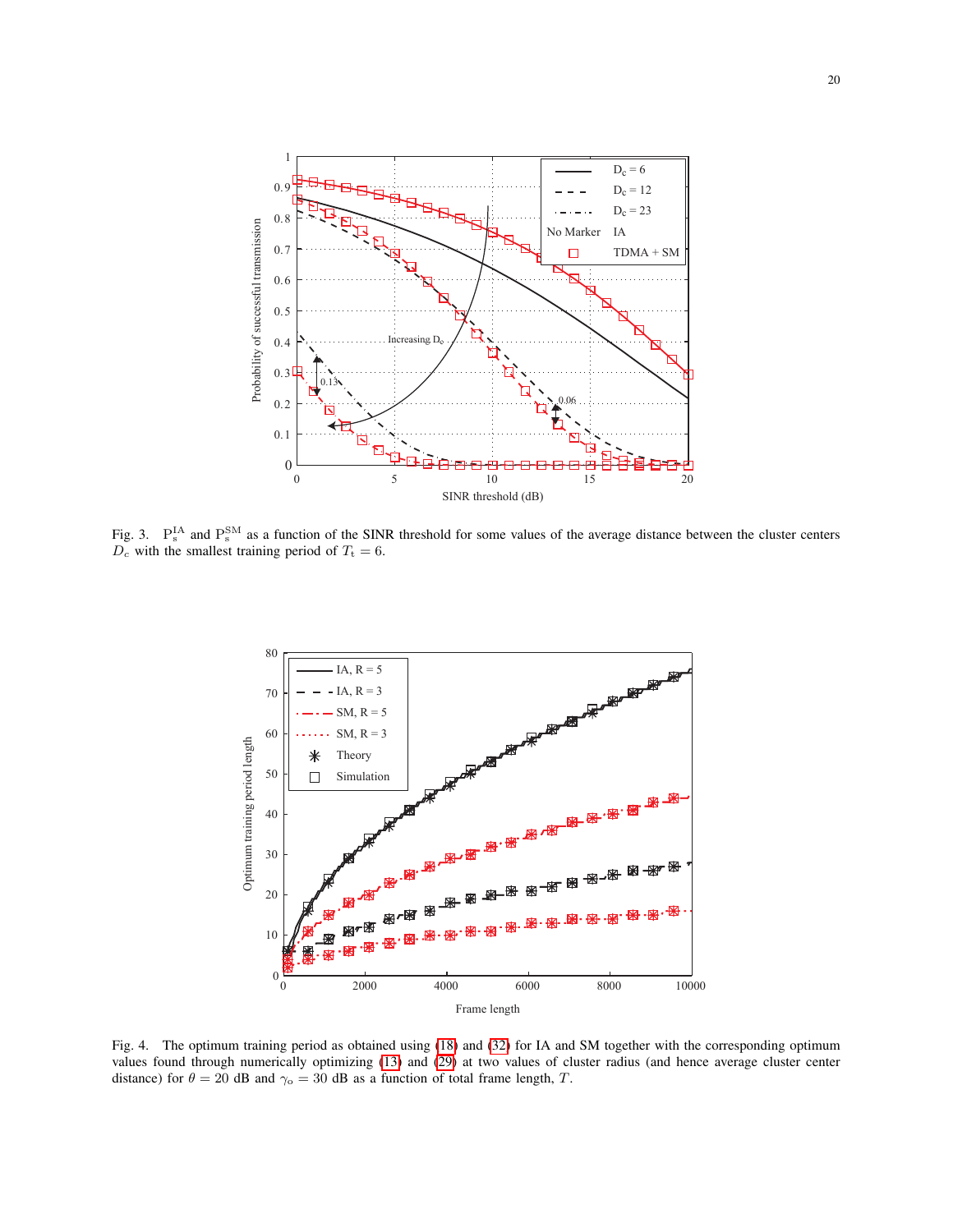Fig. 3. $P_s^{IA}$ and $P_s^{SM}$ as a function of the SINR threshold for some values of the average distance between the cluster centers $D_c$ with the smallest training period of $T_t = 6$.

Fig. 4. The optimum training period as obtained using (18) and (32) for IA and SM together with the corresponding optimum values found through numerically optimizing (13) and (29) at two values of cluster radius (and hence average cluster center distance) for $\theta = 20$ dB and $\gamma_o = 30$ dB as a function of total frame length, $T$.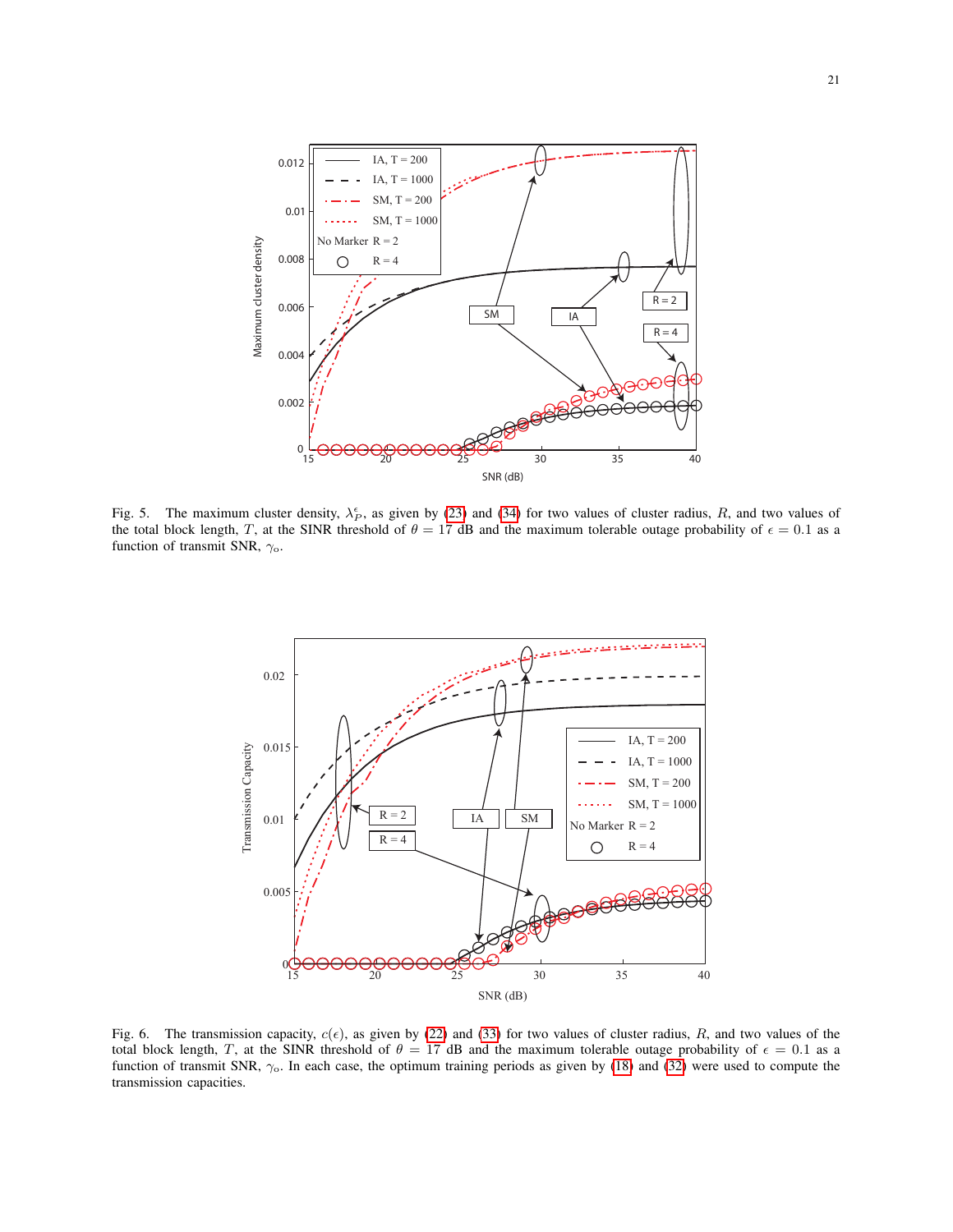0.012
0.01
0.008
0.006
0.004
0.002
0
15
20
25
30
35
40
SNR (dB)
Maximum cluster density

IA, T = 200
IA, T = 1000
SM, T = 200
SM, T = 1000
No Marker R = 2
R = 4

SM
IA
R = 2
R = 4

Fig. 5. The maximum cluster density, $\lambda_P^{\epsilon}$, as given by (23) and (34) for two values of cluster radius, $R$, and two values of the total block length, $T$, at the SINR threshold of $\theta = 17$ dB and the maximum tolerable outage probability of $\epsilon = 0.1$ as a function of transmit SNR, $\gamma_o$.

0.02
0.015
0.01
0.005
0
15
20
25
30
35
40
SNR (dB)
Transmission Capacity

IA, T = 200
IA, T = 1000
SM, T = 200
SM, T = 1000
No Marker R = 2
R = 4

R = 2
R = 4
IA
SM

Fig. 6. The transmission capacity, $c(\epsilon)$, as given by (22) and (33) for two values of cluster radius, $R$, and two values of the total block length, $T$, at the SINR threshold of $\theta = 17$ dB and the maximum tolerable outage probability of $\epsilon = 0.1$ as a function of transmit SNR, $\gamma_o$. In each case, the optimum training periods as given by (18) and (32) were used to compute the transmission capacities.